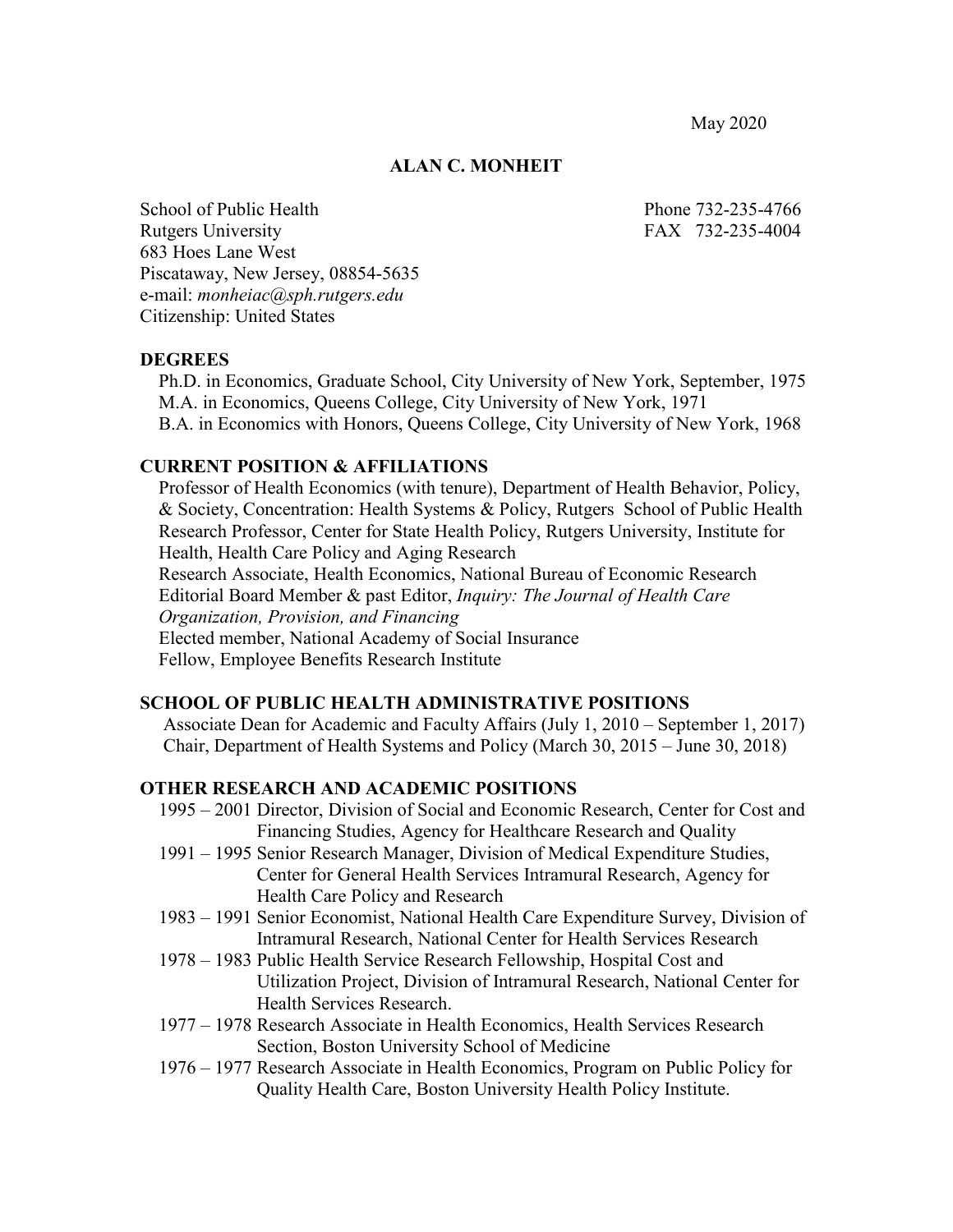May 2020

# ALAN C. MONHEIT

School of Public Health
Rutgers University
683 Hoes Lane West
Piscataway, New Jersey, 08854-5635
e-mail: *monheiac@sph.rutgers.edu*
Citizenship: United States

Phone 732-235-4766
FAX 732-235-4004

## DEGREES

Ph.D. in Economics, Graduate School, City University of New York, September, 1975
M.A. in Economics, Queens College, City University of New York, 1971
B.A. in Economics with Honors, Queens College, City University of New York, 1968

## CURRENT POSITION & AFFILIATIONS

Professor of Health Economics (with tenure), Department of Health Behavior, Policy, & Society, Concentration: Health Systems & Policy, Rutgers School of Public Health
Research Professor, Center for State Health Policy, Rutgers University, Institute for Health, Health Care Policy and Aging Research
Research Associate, Health Economics, National Bureau of Economic Research
Editorial Board Member & past Editor, *Inquiry: The Journal of Health Care Organization, Provision, and Financing*
Elected member, National Academy of Social Insurance
Fellow, Employee Benefits Research Institute

## SCHOOL OF PUBLIC HEALTH ADMINISTRATIVE POSITIONS

Associate Dean for Academic and Faculty Affairs (July 1, 2010 – September 1, 2017)
Chair, Department of Health Systems and Policy (March 30, 2015 – June 30, 2018)

## OTHER RESEARCH AND ACADEMIC POSITIONS

1995 – 2001 Director, Division of Social and Economic Research, Center for Cost and Financing Studies, Agency for Healthcare Research and Quality
1991 – 1995 Senior Research Manager, Division of Medical Expenditure Studies, Center for General Health Services Intramural Research, Agency for Health Care Policy and Research
1983 – 1991 Senior Economist, National Health Care Expenditure Survey, Division of Intramural Research, National Center for Health Services Research
1978 – 1983 Public Health Service Research Fellowship, Hospital Cost and Utilization Project, Division of Intramural Research, National Center for Health Services Research.
1977 – 1978 Research Associate in Health Economics, Health Services Research Section, Boston University School of Medicine
1976 – 1977 Research Associate in Health Economics, Program on Public Policy for Quality Health Care, Boston University Health Policy Institute.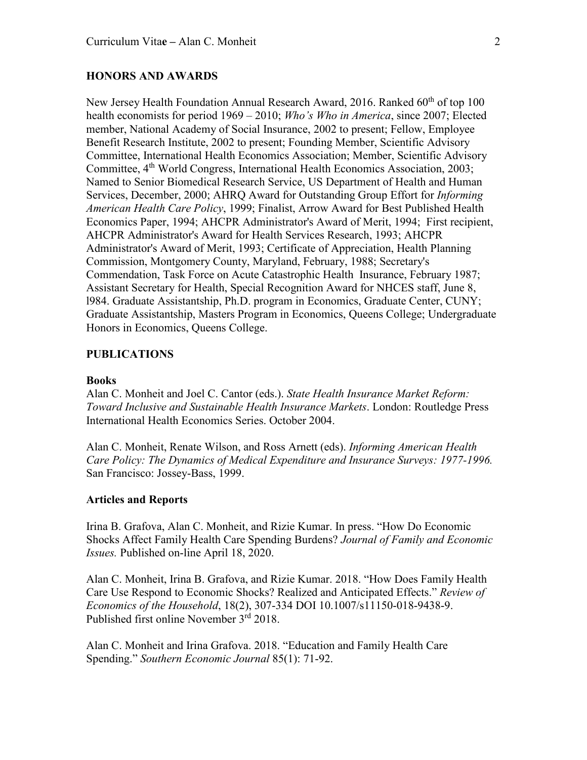## HONORS AND AWARDS

New Jersey Health Foundation Annual Research Award, 2016. Ranked 60th of top 100 health economists for period 1969 – 2010; *Who's Who in America*, since 2007; Elected member, National Academy of Social Insurance, 2002 to present; Fellow, Employee Benefit Research Institute, 2002 to present; Founding Member, Scientific Advisory Committee, International Health Economics Association; Member, Scientific Advisory Committee, 4th World Congress, International Health Economics Association, 2003; Named to Senior Biomedical Research Service, US Department of Health and Human Services, December, 2000; AHRQ Award for Outstanding Group Effort for *Informing American Health Care Policy*, 1999; Finalist, Arrow Award for Best Published Health Economics Paper, 1994; AHCPR Administrator's Award of Merit, 1994; First recipient, AHCPR Administrator's Award for Health Services Research, 1993; AHCPR Administrator's Award of Merit, 1993; Certificate of Appreciation, Health Planning Commission, Montgomery County, Maryland, February, 1988; Secretary's Commendation, Task Force on Acute Catastrophic Health Insurance, February 1987; Assistant Secretary for Health, Special Recognition Award for NHCES staff, June 8, l984. Graduate Assistantship, Ph.D. program in Economics, Graduate Center, CUNY; Graduate Assistantship, Masters Program in Economics, Queens College; Undergraduate Honors in Economics, Queens College.

## PUBLICATIONS

### Books

Alan C. Monheit and Joel C. Cantor (eds.). *State Health Insurance Market Reform: Toward Inclusive and Sustainable Health Insurance Markets*. London: Routledge Press International Health Economics Series. October 2004.

Alan C. Monheit, Renate Wilson, and Ross Arnett (eds). *Informing American Health Care Policy: The Dynamics of Medical Expenditure and Insurance Surveys: 1977-1996.* San Francisco: Jossey-Bass, 1999.

### Articles and Reports

Irina B. Grafova, Alan C. Monheit, and Rizie Kumar. In press. "How Do Economic Shocks Affect Family Health Care Spending Burdens? *Journal of Family and Economic Issues.* Published on-line April 18, 2020.

Alan C. Monheit, Irina B. Grafova, and Rizie Kumar. 2018. "How Does Family Health Care Use Respond to Economic Shocks? Realized and Anticipated Effects." *Review of Economics of the Household*, 18(2), 307-334 DOI 10.1007/s11150-018-9438-9. Published first online November 3rd 2018.

Alan C. Monheit and Irina Grafova. 2018. "Education and Family Health Care Spending." *Southern Economic Journal* 85(1): 71-92.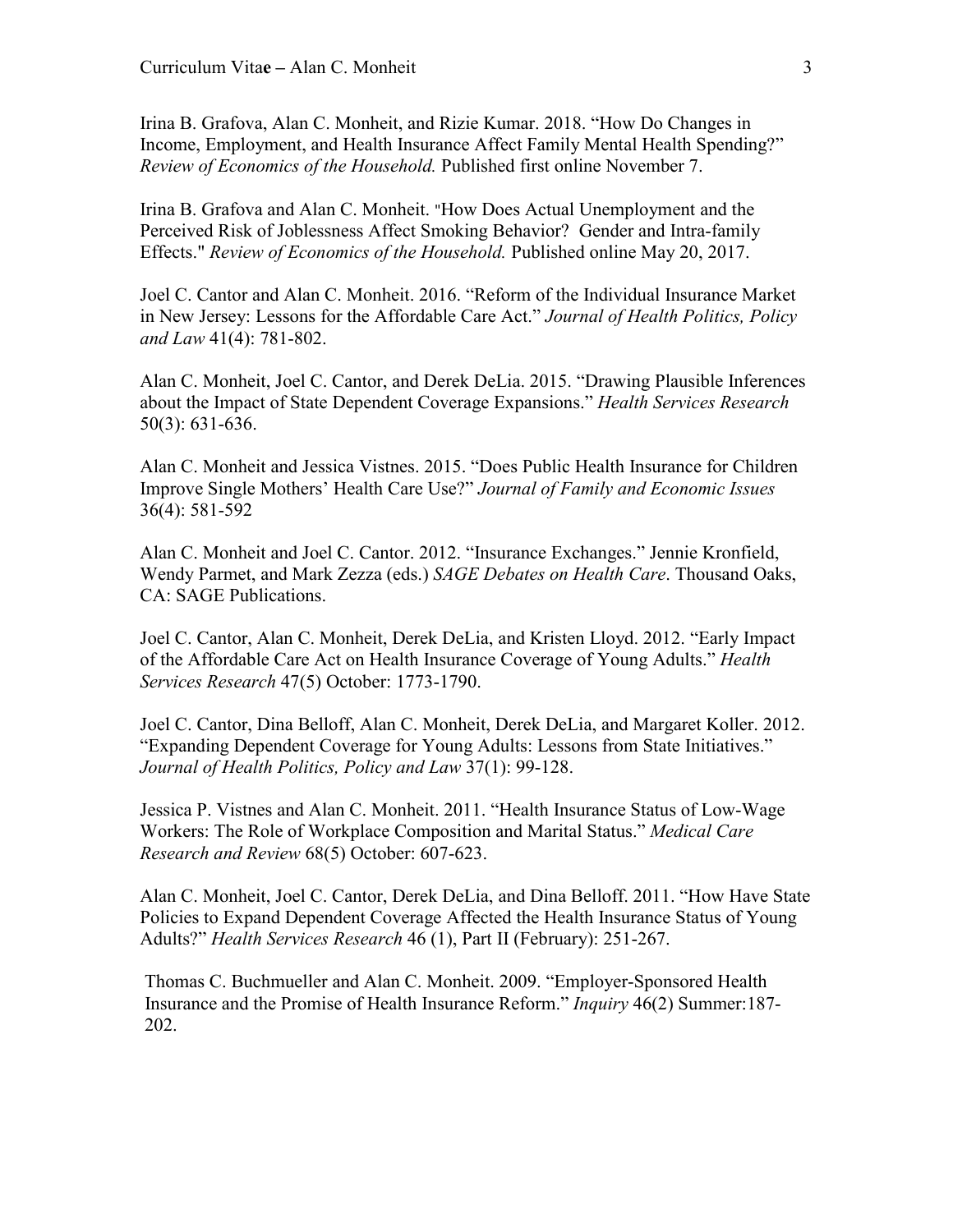Irina B. Grafova, Alan C. Monheit, and Rizie Kumar. 2018. "How Do Changes in Income, Employment, and Health Insurance Affect Family Mental Health Spending?" *Review of Economics of the Household.* Published first online November 7.

Irina B. Grafova and Alan C. Monheit. "How Does Actual Unemployment and the Perceived Risk of Joblessness Affect Smoking Behavior? Gender and Intra-family Effects." *Review of Economics of the Household.* Published online May 20, 2017.

Joel C. Cantor and Alan C. Monheit. 2016. "Reform of the Individual Insurance Market in New Jersey: Lessons for the Affordable Care Act." *Journal of Health Politics, Policy and Law* 41(4): 781-802.

Alan C. Monheit, Joel C. Cantor, and Derek DeLia. 2015. "Drawing Plausible Inferences about the Impact of State Dependent Coverage Expansions." *Health Services Research* 50(3): 631-636.

Alan C. Monheit and Jessica Vistnes. 2015. "Does Public Health Insurance for Children Improve Single Mothers' Health Care Use?" *Journal of Family and Economic Issues* 36(4): 581-592

Alan C. Monheit and Joel C. Cantor. 2012. "Insurance Exchanges." Jennie Kronfield, Wendy Parmet, and Mark Zezza (eds.) *SAGE Debates on Health Care*. Thousand Oaks, CA: SAGE Publications.

Joel C. Cantor, Alan C. Monheit, Derek DeLia, and Kristen Lloyd. 2012. "Early Impact of the Affordable Care Act on Health Insurance Coverage of Young Adults." *Health Services Research* 47(5) October: 1773-1790.

Joel C. Cantor, Dina Belloff, Alan C. Monheit, Derek DeLia, and Margaret Koller. 2012. "Expanding Dependent Coverage for Young Adults: Lessons from State Initiatives." *Journal of Health Politics, Policy and Law* 37(1): 99-128.

Jessica P. Vistnes and Alan C. Monheit. 2011. "Health Insurance Status of Low-Wage Workers: The Role of Workplace Composition and Marital Status." *Medical Care Research and Review* 68(5) October: 607-623.

Alan C. Monheit, Joel C. Cantor, Derek DeLia, and Dina Belloff. 2011. "How Have State Policies to Expand Dependent Coverage Affected the Health Insurance Status of Young Adults?" *Health Services Research* 46 (1), Part II (February): 251-267.

Thomas C. Buchmueller and Alan C. Monheit. 2009. "Employer-Sponsored Health Insurance and the Promise of Health Insurance Reform." *Inquiry* 46(2) Summer:187-202.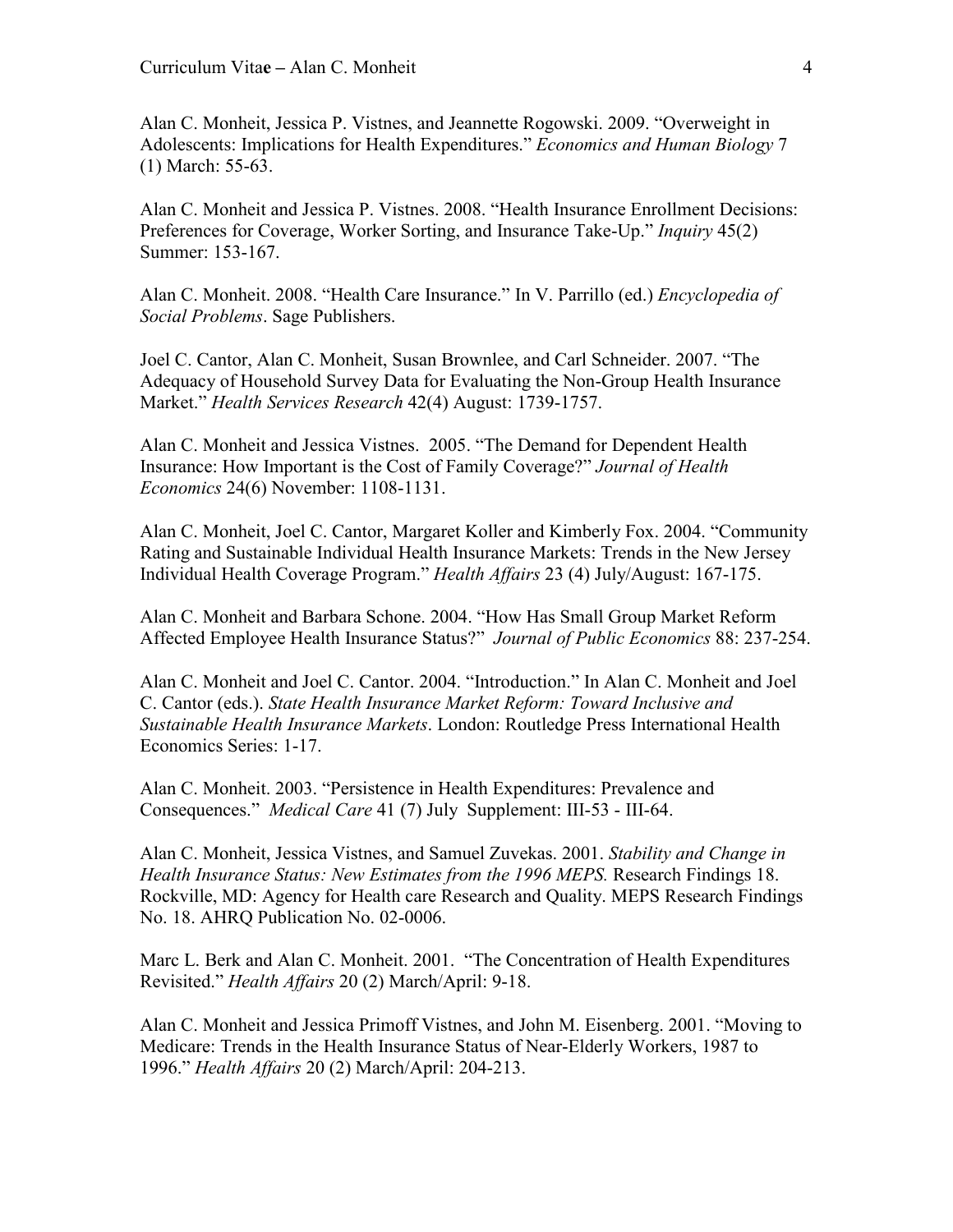Alan C. Monheit, Jessica P. Vistnes, and Jeannette Rogowski. 2009. "Overweight in Adolescents: Implications for Health Expenditures." *Economics and Human Biology* 7 (1) March: 55-63.

Alan C. Monheit and Jessica P. Vistnes. 2008. "Health Insurance Enrollment Decisions: Preferences for Coverage, Worker Sorting, and Insurance Take-Up." *Inquiry* 45(2) Summer: 153-167.

Alan C. Monheit. 2008. "Health Care Insurance." In V. Parrillo (ed.) *Encyclopedia of Social Problems*. Sage Publishers.

Joel C. Cantor, Alan C. Monheit, Susan Brownlee, and Carl Schneider. 2007. "The Adequacy of Household Survey Data for Evaluating the Non-Group Health Insurance Market." *Health Services Research* 42(4) August: 1739-1757.

Alan C. Monheit and Jessica Vistnes. 2005. "The Demand for Dependent Health Insurance: How Important is the Cost of Family Coverage?" *Journal of Health Economics* 24(6) November: 1108-1131.

Alan C. Monheit, Joel C. Cantor, Margaret Koller and Kimberly Fox. 2004. "Community Rating and Sustainable Individual Health Insurance Markets: Trends in the New Jersey Individual Health Coverage Program." *Health Affairs* 23 (4) July/August: 167-175.

Alan C. Monheit and Barbara Schone. 2004. "How Has Small Group Market Reform Affected Employee Health Insurance Status?" *Journal of Public Economics* 88: 237-254.

Alan C. Monheit and Joel C. Cantor. 2004. "Introduction." In Alan C. Monheit and Joel C. Cantor (eds.). *State Health Insurance Market Reform: Toward Inclusive and Sustainable Health Insurance Markets*. London: Routledge Press International Health Economics Series: 1-17.

Alan C. Monheit. 2003. "Persistence in Health Expenditures: Prevalence and Consequences." *Medical Care* 41 (7) July Supplement: III-53 - III-64.

Alan C. Monheit, Jessica Vistnes, and Samuel Zuvekas. 2001. *Stability and Change in Health Insurance Status: New Estimates from the 1996 MEPS.* Research Findings 18. Rockville, MD: Agency for Health care Research and Quality. MEPS Research Findings No. 18. AHRQ Publication No. 02-0006.

Marc L. Berk and Alan C. Monheit. 2001. "The Concentration of Health Expenditures Revisited." *Health Affairs* 20 (2) March/April: 9-18.

Alan C. Monheit and Jessica Primoff Vistnes, and John M. Eisenberg. 2001. "Moving to Medicare: Trends in the Health Insurance Status of Near-Elderly Workers, 1987 to 1996." *Health Affairs* 20 (2) March/April: 204-213.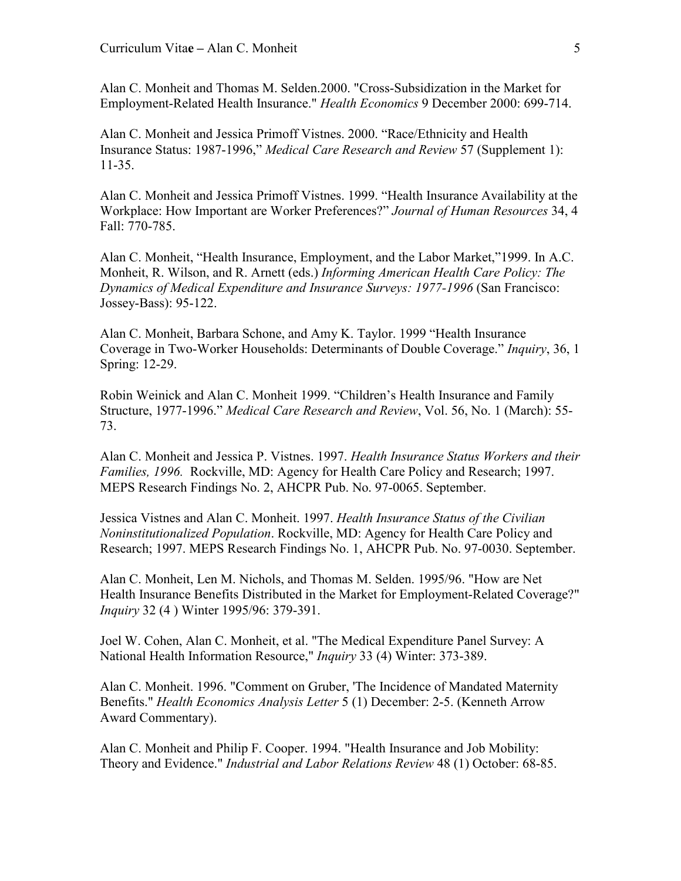Alan C. Monheit and Thomas M. Selden.2000. "Cross-Subsidization in the Market for Employment-Related Health Insurance." *Health Economics* 9 December 2000: 699-714.

Alan C. Monheit and Jessica Primoff Vistnes. 2000. “Race/Ethnicity and Health Insurance Status: 1987-1996,” *Medical Care Research and Review* 57 (Supplement 1): 11-35.

Alan C. Monheit and Jessica Primoff Vistnes. 1999. “Health Insurance Availability at the Workplace: How Important are Worker Preferences?” *Journal of Human Resources* 34, 4 Fall: 770-785.

Alan C. Monheit, “Health Insurance, Employment, and the Labor Market,”1999. In A.C. Monheit, R. Wilson, and R. Arnett (eds.) *Informing American Health Care Policy: The Dynamics of Medical Expenditure and Insurance Surveys: 1977-1996* (San Francisco: Jossey-Bass): 95-122.

Alan C. Monheit, Barbara Schone, and Amy K. Taylor. 1999 “Health Insurance Coverage in Two-Worker Households: Determinants of Double Coverage.” *Inquiry*, 36, 1 Spring: 12-29.

Robin Weinick and Alan C. Monheit 1999. “Children’s Health Insurance and Family Structure, 1977-1996.” *Medical Care Research and Review*, Vol. 56, No. 1 (March): 55-73.

Alan C. Monheit and Jessica P. Vistnes. 1997. *Health Insurance Status Workers and their Families, 1996.* Rockville, MD: Agency for Health Care Policy and Research; 1997. MEPS Research Findings No. 2, AHCPR Pub. No. 97-0065. September.

Jessica Vistnes and Alan C. Monheit. 1997. *Health Insurance Status of the Civilian Noninstitutionalized Population*. Rockville, MD: Agency for Health Care Policy and Research; 1997. MEPS Research Findings No. 1, AHCPR Pub. No. 97-0030. September.

Alan C. Monheit, Len M. Nichols, and Thomas M. Selden. 1995/96. "How are Net Health Insurance Benefits Distributed in the Market for Employment-Related Coverage?" *Inquiry* 32 (4 ) Winter 1995/96: 379-391.

Joel W. Cohen, Alan C. Monheit, et al. "The Medical Expenditure Panel Survey: A National Health Information Resource," *Inquiry* 33 (4) Winter: 373-389.

Alan C. Monheit. 1996. "Comment on Gruber, 'The Incidence of Mandated Maternity Benefits." *Health Economics Analysis Letter* 5 (1) December: 2-5. (Kenneth Arrow Award Commentary).

Alan C. Monheit and Philip F. Cooper. 1994. "Health Insurance and Job Mobility: Theory and Evidence." *Industrial and Labor Relations Review* 48 (1) October: 68-85.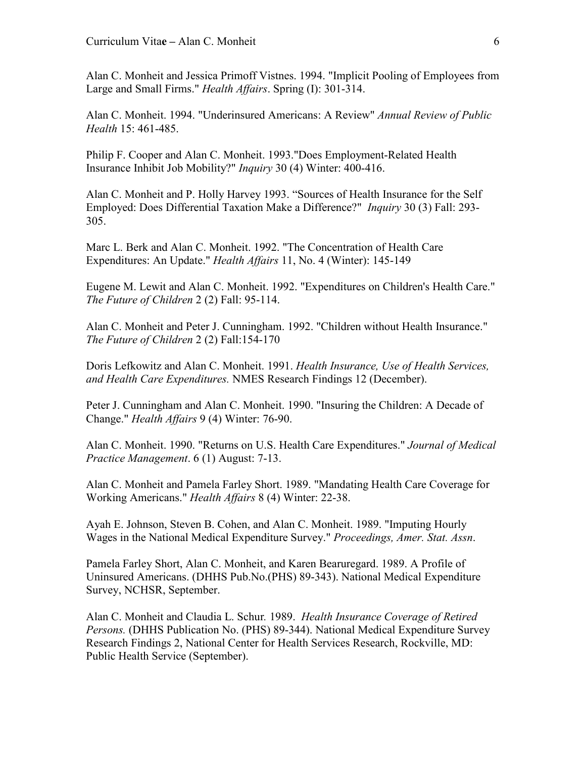Alan C. Monheit and Jessica Primoff Vistnes. 1994. "Implicit Pooling of Employees from Large and Small Firms." *Health Affairs*. Spring (I): 301-314.

Alan C. Monheit. 1994. "Underinsured Americans: A Review" *Annual Review of Public Health* 15: 461-485.

Philip F. Cooper and Alan C. Monheit. 1993."Does Employment-Related Health Insurance Inhibit Job Mobility?" *Inquiry* 30 (4) Winter: 400-416.

Alan C. Monheit and P. Holly Harvey 1993. "Sources of Health Insurance for the Self Employed: Does Differential Taxation Make a Difference?" *Inquiry* 30 (3) Fall: 293-305.

Marc L. Berk and Alan C. Monheit. 1992. "The Concentration of Health Care Expenditures: An Update." *Health Affairs* 11, No. 4 (Winter): 145-149

Eugene M. Lewit and Alan C. Monheit. 1992. "Expenditures on Children's Health Care." *The Future of Children* 2 (2) Fall: 95-114.

Alan C. Monheit and Peter J. Cunningham. 1992. "Children without Health Insurance." *The Future of Children* 2 (2) Fall:154-170

Doris Lefkowitz and Alan C. Monheit. 1991. *Health Insurance, Use of Health Services, and Health Care Expenditures.* NMES Research Findings 12 (December).

Peter J. Cunningham and Alan C. Monheit. 1990. "Insuring the Children: A Decade of Change." *Health Affairs* 9 (4) Winter: 76-90.

Alan C. Monheit. 1990. "Returns on U.S. Health Care Expenditures." *Journal of Medical Practice Management*. 6 (1) August: 7-13.

Alan C. Monheit and Pamela Farley Short. 1989. "Mandating Health Care Coverage for Working Americans." *Health Affairs* 8 (4) Winter: 22-38.

Ayah E. Johnson, Steven B. Cohen, and Alan C. Monheit. 1989. "Imputing Hourly Wages in the National Medical Expenditure Survey." *Proceedings, Amer. Stat. Assn*.

Pamela Farley Short, Alan C. Monheit, and Karen Bearuregard. 1989. A Profile of Uninsured Americans. (DHHS Pub.No.(PHS) 89-343). National Medical Expenditure Survey, NCHSR, September.

Alan C. Monheit and Claudia L. Schur. 1989. *Health Insurance Coverage of Retired Persons.* (DHHS Publication No. (PHS) 89-344). National Medical Expenditure Survey Research Findings 2, National Center for Health Services Research, Rockville, MD: Public Health Service (September).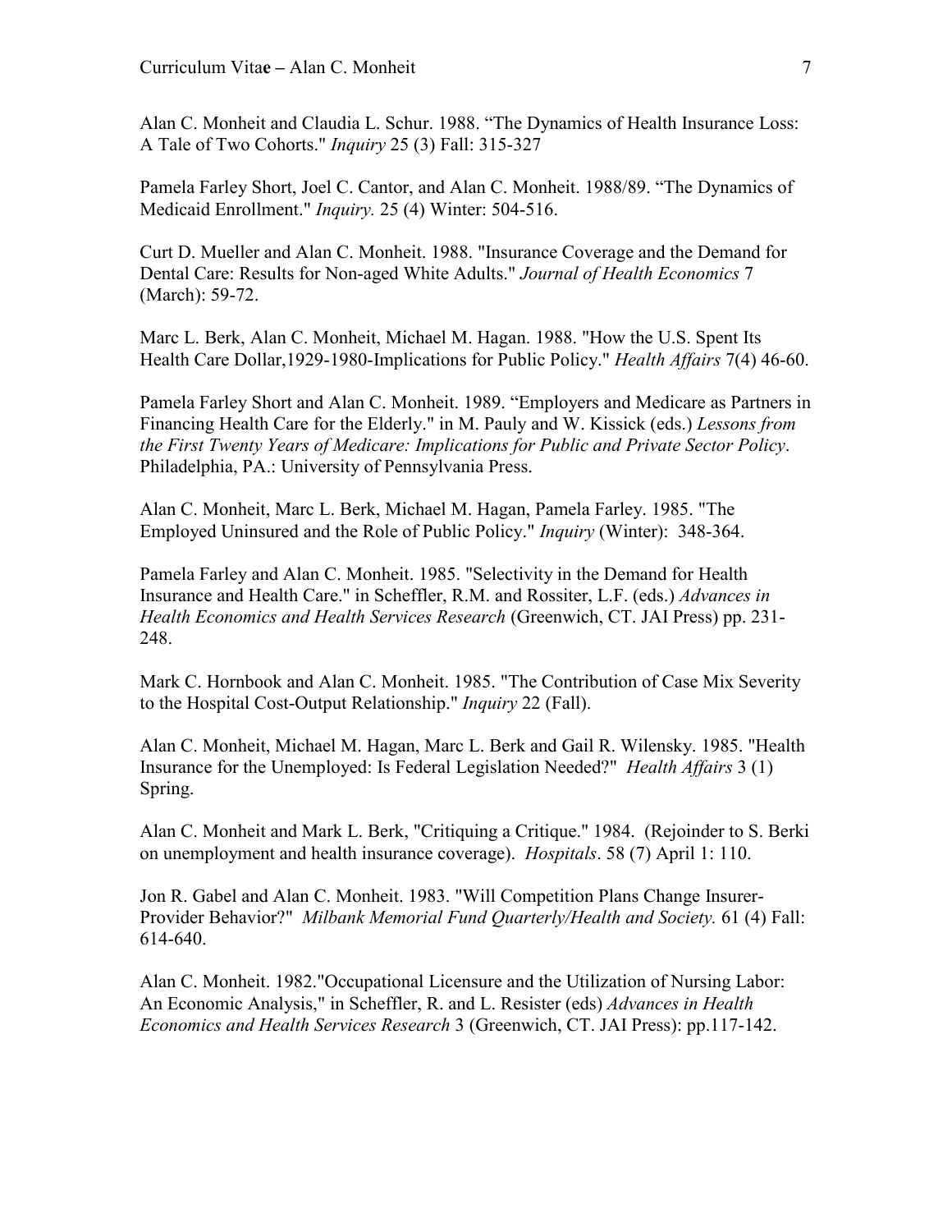Alan C. Monheit and Claudia L. Schur. 1988. “The Dynamics of Health Insurance Loss: A Tale of Two Cohorts." *Inquiry* 25 (3) Fall: 315-327

Pamela Farley Short, Joel C. Cantor, and Alan C. Monheit. 1988/89. “The Dynamics of Medicaid Enrollment." *Inquiry.* 25 (4) Winter: 504-516.

Curt D. Mueller and Alan C. Monheit. 1988. "Insurance Coverage and the Demand for Dental Care: Results for Non-aged White Adults." *Journal of Health Economics* 7 (March): 59-72.

Marc L. Berk, Alan C. Monheit, Michael M. Hagan. 1988. "How the U.S. Spent Its Health Care Dollar,1929-1980-Implications for Public Policy." *Health Affairs* 7(4) 46-60.

Pamela Farley Short and Alan C. Monheit. 1989. “Employers and Medicare as Partners in Financing Health Care for the Elderly." in M. Pauly and W. Kissick (eds.) *Lessons from the First Twenty Years of Medicare: Implications for Public and Private Sector Policy*. Philadelphia, PA.: University of Pennsylvania Press.

Alan C. Monheit, Marc L. Berk, Michael M. Hagan, Pamela Farley. 1985. "The Employed Uninsured and the Role of Public Policy." *Inquiry* (Winter): 348-364.

Pamela Farley and Alan C. Monheit. 1985. "Selectivity in the Demand for Health Insurance and Health Care." in Scheffler, R.M. and Rossiter, L.F. (eds.) *Advances in Health Economics and Health Services Research* (Greenwich, CT. JAI Press) pp. 231-248.

Mark C. Hornbook and Alan C. Monheit. 1985. "The Contribution of Case Mix Severity to the Hospital Cost-Output Relationship." *Inquiry* 22 (Fall).

Alan C. Monheit, Michael M. Hagan, Marc L. Berk and Gail R. Wilensky. 1985. "Health Insurance for the Unemployed: Is Federal Legislation Needed?" *Health Affairs* 3 (1) Spring.

Alan C. Monheit and Mark L. Berk, "Critiquing a Critique." 1984. (Rejoinder to S. Berki on unemployment and health insurance coverage). *Hospitals*. 58 (7) April 1: 110.

Jon R. Gabel and Alan C. Monheit. 1983. "Will Competition Plans Change Insurer-Provider Behavior?" *Milbank Memorial Fund Quarterly/Health and Society.* 61 (4) Fall: 614-640.

Alan C. Monheit. 1982."Occupational Licensure and the Utilization of Nursing Labor: An Economic Analysis," in Scheffler, R. and L. Resister (eds) *Advances in Health Economics and Health Services Research* 3 (Greenwich, CT. JAI Press): pp.117-142.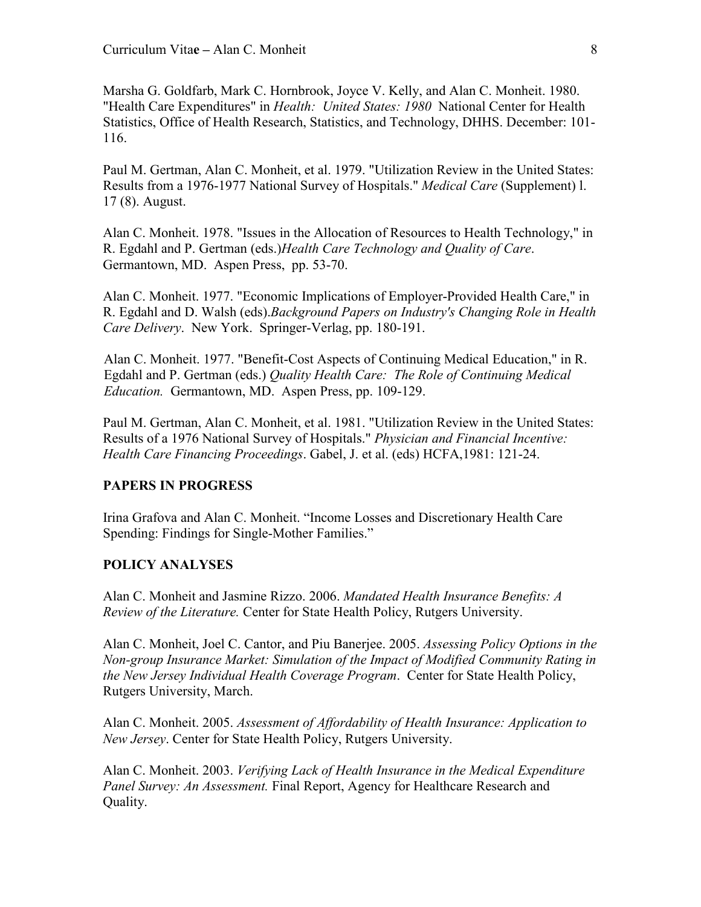Marsha G. Goldfarb, Mark C. Hornbrook, Joyce V. Kelly, and Alan C. Monheit. 1980. "Health Care Expenditures" in *Health: United States: 1980* National Center for Health Statistics, Office of Health Research, Statistics, and Technology, DHHS. December: 101-116.

Paul M. Gertman, Alan C. Monheit, et al. 1979. "Utilization Review in the United States: Results from a 1976-1977 National Survey of Hospitals." *Medical Care* (Supplement) l. 17 (8). August.

Alan C. Monheit. 1978. "Issues in the Allocation of Resources to Health Technology," in R. Egdahl and P. Gertman (eds.)*Health Care Technology and Quality of Care*. Germantown, MD. Aspen Press, pp. 53-70.

Alan C. Monheit. 1977. "Economic Implications of Employer-Provided Health Care," in R. Egdahl and D. Walsh (eds).*Background Papers on Industry's Changing Role in Health Care Delivery*. New York. Springer-Verlag, pp. 180-191.

Alan C. Monheit. 1977. "Benefit-Cost Aspects of Continuing Medical Education," in R. Egdahl and P. Gertman (eds.) *Quality Health Care: The Role of Continuing Medical Education.* Germantown, MD. Aspen Press, pp. 109-129.

Paul M. Gertman, Alan C. Monheit, et al. 1981. "Utilization Review in the United States: Results of a 1976 National Survey of Hospitals." *Physician and Financial Incentive: Health Care Financing Proceedings*. Gabel, J. et al. (eds) HCFA,1981: 121-24.

**PAPERS IN PROGRESS**

Irina Grafova and Alan C. Monheit. "Income Losses and Discretionary Health Care Spending: Findings for Single-Mother Families."

**POLICY ANALYSES**

Alan C. Monheit and Jasmine Rizzo. 2006. *Mandated Health Insurance Benefits: A Review of the Literature.* Center for State Health Policy, Rutgers University.

Alan C. Monheit, Joel C. Cantor, and Piu Banerjee. 2005. *Assessing Policy Options in the Non-group Insurance Market: Simulation of the Impact of Modified Community Rating in the New Jersey Individual Health Coverage Program*. Center for State Health Policy, Rutgers University, March.

Alan C. Monheit. 2005. *Assessment of Affordability of Health Insurance: Application to New Jersey*. Center for State Health Policy, Rutgers University.

Alan C. Monheit. 2003. *Verifying Lack of Health Insurance in the Medical Expenditure Panel Survey: An Assessment.* Final Report, Agency for Healthcare Research and Quality.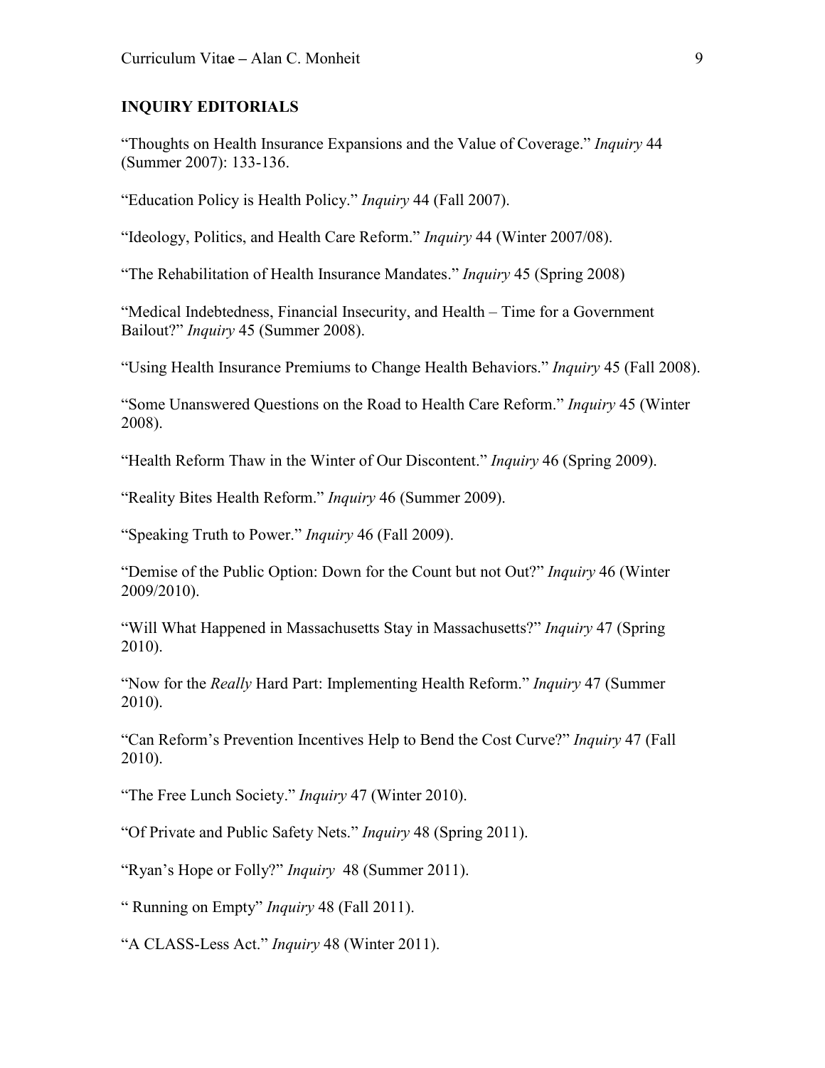## INQUIRY EDITORIALS

"Thoughts on Health Insurance Expansions and the Value of Coverage." *Inquiry* 44 (Summer 2007): 133-136.

"Education Policy is Health Policy." *Inquiry* 44 (Fall 2007).

"Ideology, Politics, and Health Care Reform." *Inquiry* 44 (Winter 2007/08).

"The Rehabilitation of Health Insurance Mandates." *Inquiry* 45 (Spring 2008)

"Medical Indebtedness, Financial Insecurity, and Health – Time for a Government Bailout?" *Inquiry* 45 (Summer 2008).

"Using Health Insurance Premiums to Change Health Behaviors." *Inquiry* 45 (Fall 2008).

"Some Unanswered Questions on the Road to Health Care Reform." *Inquiry* 45 (Winter 2008).

"Health Reform Thaw in the Winter of Our Discontent." *Inquiry* 46 (Spring 2009).

"Reality Bites Health Reform." *Inquiry* 46 (Summer 2009).

"Speaking Truth to Power." *Inquiry* 46 (Fall 2009).

"Demise of the Public Option: Down for the Count but not Out?" *Inquiry* 46 (Winter 2009/2010).

"Will What Happened in Massachusetts Stay in Massachusetts?" *Inquiry* 47 (Spring 2010).

"Now for the *Really* Hard Part: Implementing Health Reform." *Inquiry* 47 (Summer 2010).

"Can Reform's Prevention Incentives Help to Bend the Cost Curve?" *Inquiry* 47 (Fall 2010).

"The Free Lunch Society." *Inquiry* 47 (Winter 2010).

"Of Private and Public Safety Nets." *Inquiry* 48 (Spring 2011).

"Ryan's Hope or Folly?" *Inquiry* 48 (Summer 2011).

" Running on Empty" *Inquiry* 48 (Fall 2011).

"A CLASS-Less Act." *Inquiry* 48 (Winter 2011).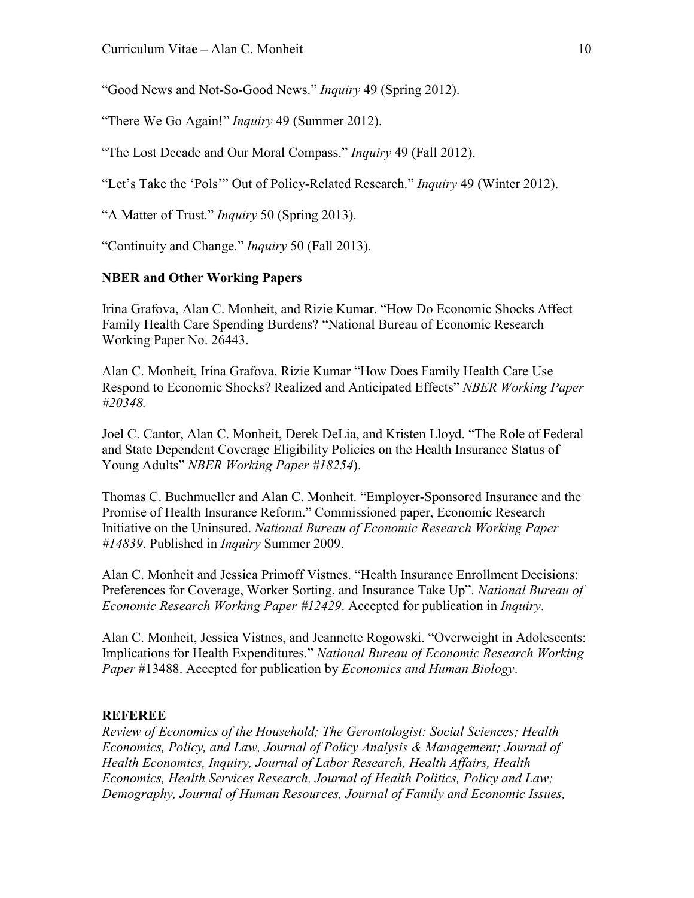"Good News and Not-So-Good News." *Inquiry* 49 (Spring 2012).

"There We Go Again!" *Inquiry* 49 (Summer 2012).

"The Lost Decade and Our Moral Compass." *Inquiry* 49 (Fall 2012).

"Let's Take the 'Pols'" Out of Policy-Related Research." *Inquiry* 49 (Winter 2012).

"A Matter of Trust." *Inquiry* 50 (Spring 2013).

"Continuity and Change." *Inquiry* 50 (Fall 2013).

**NBER and Other Working Papers**

Irina Grafova, Alan C. Monheit, and Rizie Kumar. "How Do Economic Shocks Affect Family Health Care Spending Burdens? "National Bureau of Economic Research Working Paper No. 26443.

Alan C. Monheit, Irina Grafova, Rizie Kumar "How Does Family Health Care Use Respond to Economic Shocks? Realized and Anticipated Effects" *NBER Working Paper #20348.*

Joel C. Cantor, Alan C. Monheit, Derek DeLia, and Kristen Lloyd. "The Role of Federal and State Dependent Coverage Eligibility Policies on the Health Insurance Status of Young Adults" *NBER Working Paper #18254*).

Thomas C. Buchmueller and Alan C. Monheit. "Employer-Sponsored Insurance and the Promise of Health Insurance Reform." Commissioned paper, Economic Research Initiative on the Uninsured. *National Bureau of Economic Research Working Paper #14839*. Published in *Inquiry* Summer 2009.

Alan C. Monheit and Jessica Primoff Vistnes. "Health Insurance Enrollment Decisions: Preferences for Coverage, Worker Sorting, and Insurance Take Up". *National Bureau of Economic Research Working Paper #12429*. Accepted for publication in *Inquiry*.

Alan C. Monheit, Jessica Vistnes, and Jeannette Rogowski. "Overweight in Adolescents: Implications for Health Expenditures." *National Bureau of Economic Research Working Paper* #13488. Accepted for publication by *Economics and Human Biology*.

**REFEREE**

*Review of Economics of the Household; The Gerontologist: Social Sciences; Health Economics, Policy, and Law, Journal of Policy Analysis & Management; Journal of Health Economics, Inquiry, Journal of Labor Research, Health Affairs, Health Economics, Health Services Research, Journal of Health Politics, Policy and Law; Demography, Journal of Human Resources, Journal of Family and Economic Issues,*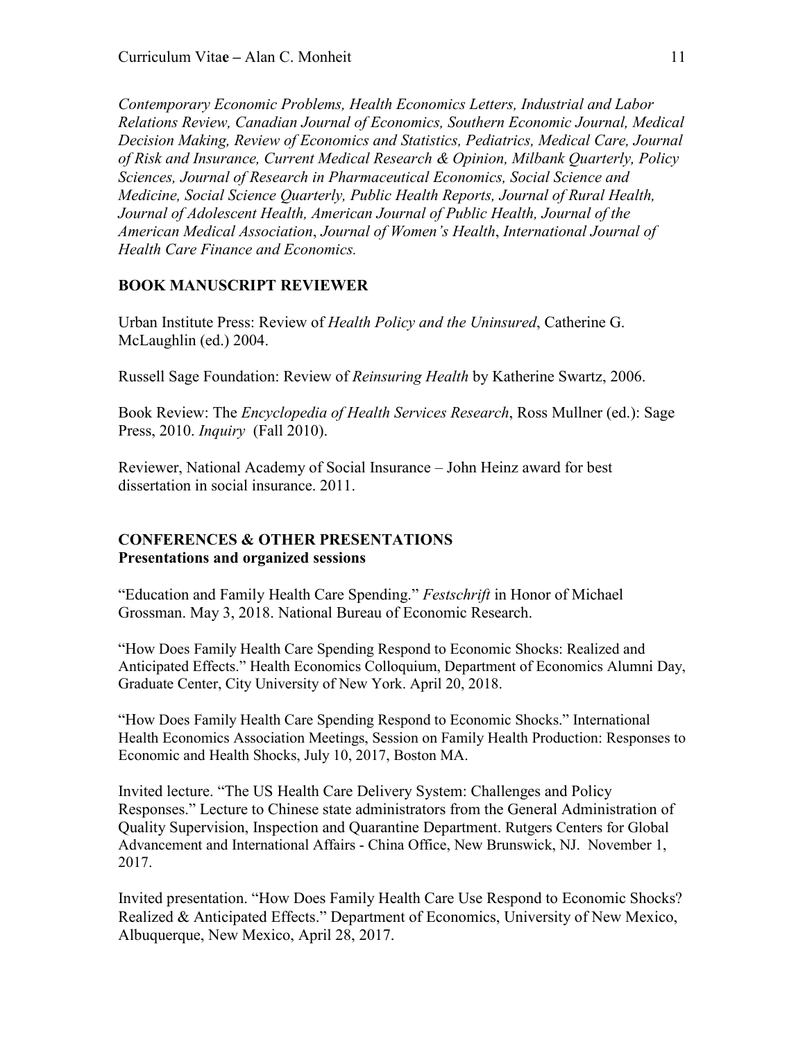*Contemporary Economic Problems, Health Economics Letters, Industrial and Labor Relations Review, Canadian Journal of Economics, Southern Economic Journal, Medical Decision Making, Review of Economics and Statistics, Pediatrics, Medical Care, Journal of Risk and Insurance, Current Medical Research & Opinion, Milbank Quarterly, Policy Sciences, Journal of Research in Pharmaceutical Economics, Social Science and Medicine, Social Science Quarterly, Public Health Reports, Journal of Rural Health, Journal of Adolescent Health, American Journal of Public Health, Journal of the American Medical Association*, *Journal of Women's Health*, *International Journal of Health Care Finance and Economics.*

## BOOK MANUSCRIPT REVIEWER

Urban Institute Press: Review of *Health Policy and the Uninsured*, Catherine G. McLaughlin (ed.) 2004.

Russell Sage Foundation: Review of *Reinsuring Health* by Katherine Swartz, 2006.

Book Review: The *Encyclopedia of Health Services Research*, Ross Mullner (ed.): Sage Press, 2010. *Inquiry* (Fall 2010).

Reviewer, National Academy of Social Insurance – John Heinz award for best dissertation in social insurance. 2011.

## CONFERENCES & OTHER PRESENTATIONS

### Presentations and organized sessions

"Education and Family Health Care Spending." *Festschrift* in Honor of Michael Grossman. May 3, 2018. National Bureau of Economic Research.

"How Does Family Health Care Spending Respond to Economic Shocks: Realized and Anticipated Effects." Health Economics Colloquium, Department of Economics Alumni Day, Graduate Center, City University of New York. April 20, 2018.

"How Does Family Health Care Spending Respond to Economic Shocks." International Health Economics Association Meetings, Session on Family Health Production: Responses to Economic and Health Shocks, July 10, 2017, Boston MA.

Invited lecture. "The US Health Care Delivery System: Challenges and Policy Responses." Lecture to Chinese state administrators from the General Administration of Quality Supervision, Inspection and Quarantine Department. Rutgers Centers for Global Advancement and International Affairs - China Office, New Brunswick, NJ. November 1, 2017.

Invited presentation. "How Does Family Health Care Use Respond to Economic Shocks? Realized & Anticipated Effects." Department of Economics, University of New Mexico, Albuquerque, New Mexico, April 28, 2017.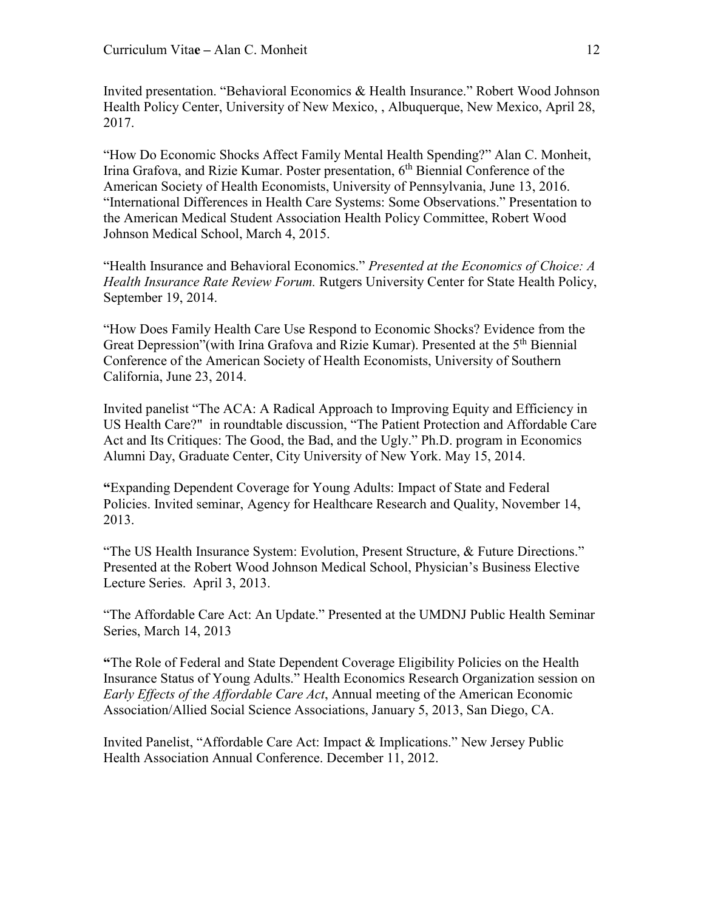Invited presentation. "Behavioral Economics & Health Insurance." Robert Wood Johnson Health Policy Center, University of New Mexico, , Albuquerque, New Mexico, April 28, 2017.

"How Do Economic Shocks Affect Family Mental Health Spending?" Alan C. Monheit, Irina Grafova, and Rizie Kumar. Poster presentation, 6th Biennial Conference of the American Society of Health Economists, University of Pennsylvania, June 13, 2016.
"International Differences in Health Care Systems: Some Observations." Presentation to the American Medical Student Association Health Policy Committee, Robert Wood Johnson Medical School, March 4, 2015.

"Health Insurance and Behavioral Economics." *Presented at the Economics of Choice: A Health Insurance Rate Review Forum.* Rutgers University Center for State Health Policy, September 19, 2014.

"How Does Family Health Care Use Respond to Economic Shocks? Evidence from the Great Depression"(with Irina Grafova and Rizie Kumar). Presented at the 5th Biennial Conference of the American Society of Health Economists, University of Southern California, June 23, 2014.

Invited panelist "The ACA: A Radical Approach to Improving Equity and Efficiency in US Health Care?" in roundtable discussion, "The Patient Protection and Affordable Care Act and Its Critiques: The Good, the Bad, and the Ugly." Ph.D. program in Economics Alumni Day, Graduate Center, City University of New York. May 15, 2014.

**"**Expanding Dependent Coverage for Young Adults: Impact of State and Federal Policies. Invited seminar, Agency for Healthcare Research and Quality, November 14, 2013.

"The US Health Insurance System: Evolution, Present Structure, & Future Directions." Presented at the Robert Wood Johnson Medical School, Physician's Business Elective Lecture Series. April 3, 2013.

"The Affordable Care Act: An Update." Presented at the UMDNJ Public Health Seminar Series, March 14, 2013

**"**The Role of Federal and State Dependent Coverage Eligibility Policies on the Health Insurance Status of Young Adults." Health Economics Research Organization session on *Early Effects of the Affordable Care Act*, Annual meeting of the American Economic Association/Allied Social Science Associations, January 5, 2013, San Diego, CA.

Invited Panelist, "Affordable Care Act: Impact & Implications." New Jersey Public Health Association Annual Conference. December 11, 2012.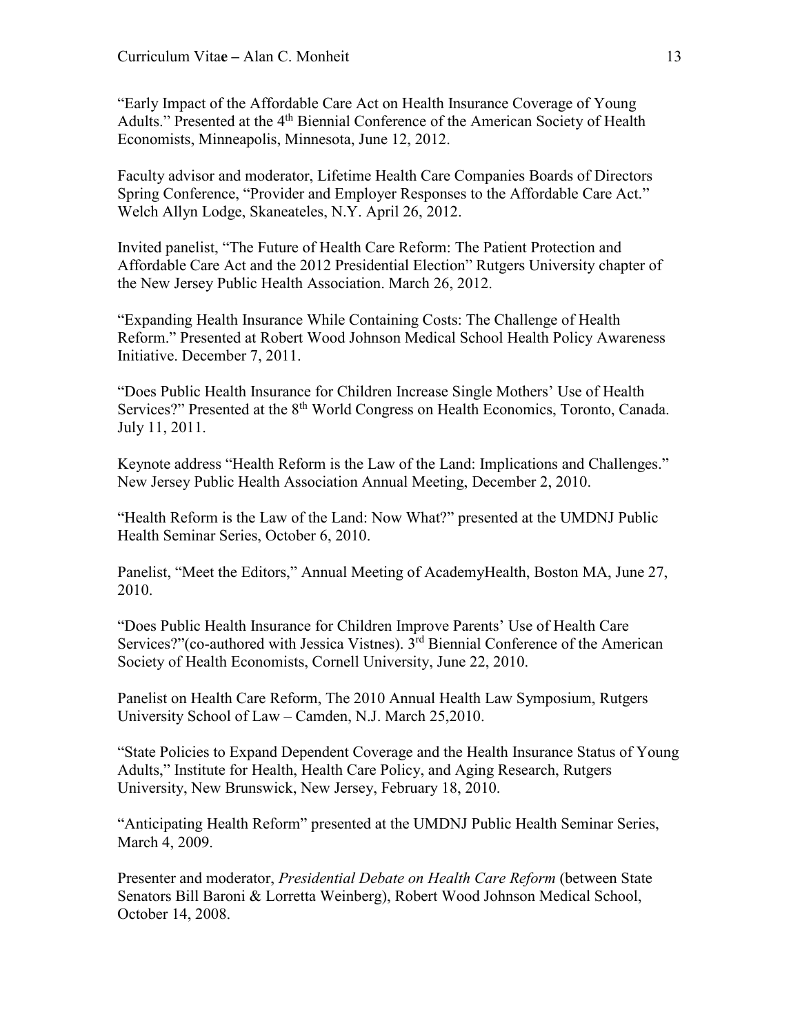"Early Impact of the Affordable Care Act on Health Insurance Coverage of Young Adults." Presented at the 4th Biennial Conference of the American Society of Health Economists, Minneapolis, Minnesota, June 12, 2012.

Faculty advisor and moderator, Lifetime Health Care Companies Boards of Directors Spring Conference, "Provider and Employer Responses to the Affordable Care Act." Welch Allyn Lodge, Skaneateles, N.Y. April 26, 2012.

Invited panelist, "The Future of Health Care Reform: The Patient Protection and Affordable Care Act and the 2012 Presidential Election" Rutgers University chapter of the New Jersey Public Health Association. March 26, 2012.

"Expanding Health Insurance While Containing Costs: The Challenge of Health Reform." Presented at Robert Wood Johnson Medical School Health Policy Awareness Initiative. December 7, 2011.

"Does Public Health Insurance for Children Increase Single Mothers' Use of Health Services?" Presented at the 8th World Congress on Health Economics, Toronto, Canada. July 11, 2011.

Keynote address "Health Reform is the Law of the Land: Implications and Challenges." New Jersey Public Health Association Annual Meeting, December 2, 2010.

"Health Reform is the Law of the Land: Now What?" presented at the UMDNJ Public Health Seminar Series, October 6, 2010.

Panelist, "Meet the Editors," Annual Meeting of AcademyHealth, Boston MA, June 27, 2010.

"Does Public Health Insurance for Children Improve Parents' Use of Health Care Services?"(co-authored with Jessica Vistnes). 3rd Biennial Conference of the American Society of Health Economists, Cornell University, June 22, 2010.

Panelist on Health Care Reform, The 2010 Annual Health Law Symposium, Rutgers University School of Law – Camden, N.J. March 25,2010.

"State Policies to Expand Dependent Coverage and the Health Insurance Status of Young Adults," Institute for Health, Health Care Policy, and Aging Research, Rutgers University, New Brunswick, New Jersey, February 18, 2010.

"Anticipating Health Reform" presented at the UMDNJ Public Health Seminar Series, March 4, 2009.

Presenter and moderator, *Presidential Debate on Health Care Reform* (between State Senators Bill Baroni & Lorretta Weinberg), Robert Wood Johnson Medical School, October 14, 2008.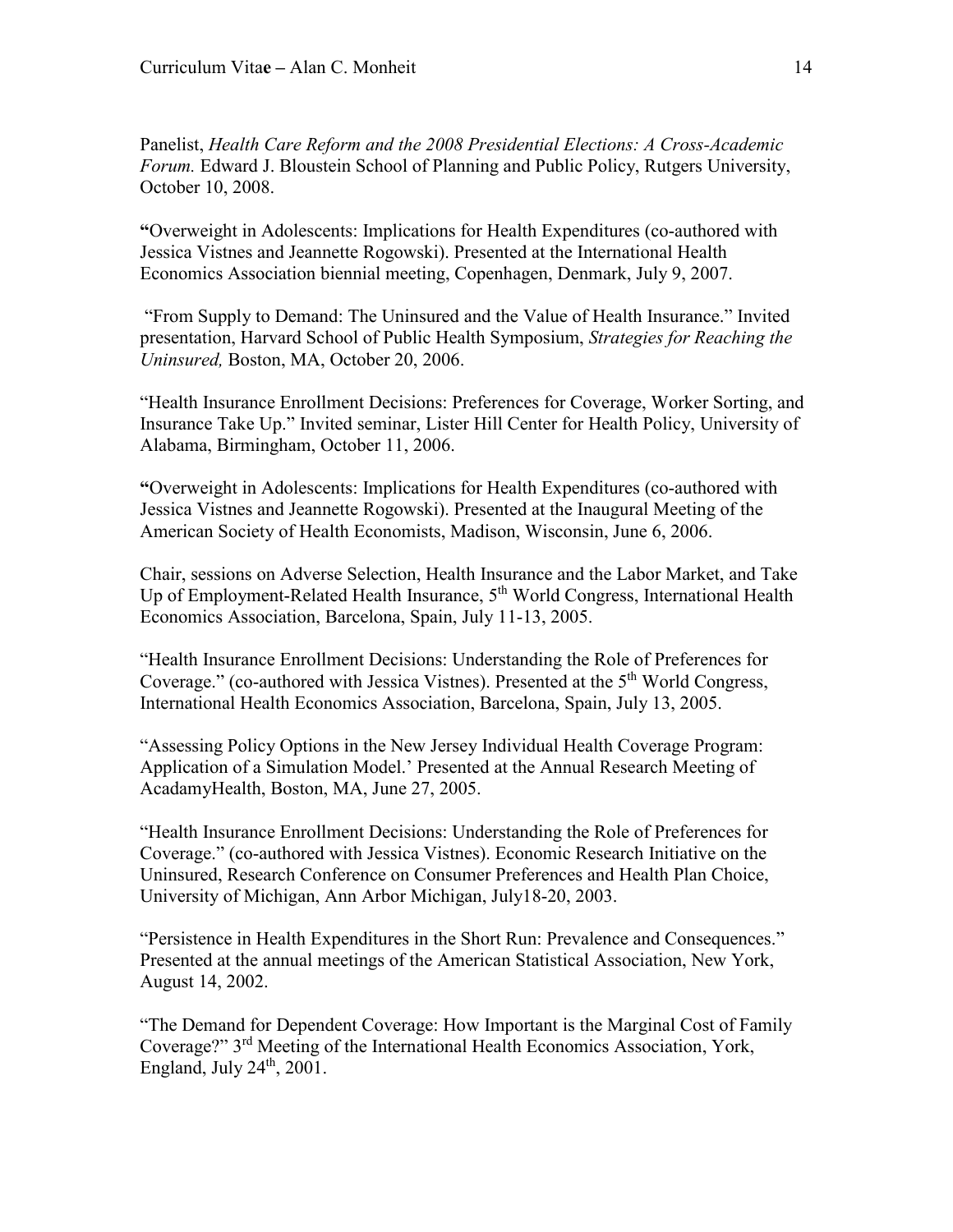Panelist, *Health Care Reform and the 2008 Presidential Elections: A Cross-Academic Forum.* Edward J. Bloustein School of Planning and Public Policy, Rutgers University, October 10, 2008.

**"**Overweight in Adolescents: Implications for Health Expenditures (co-authored with Jessica Vistnes and Jeannette Rogowski). Presented at the International Health Economics Association biennial meeting, Copenhagen, Denmark, July 9, 2007.

"From Supply to Demand: The Uninsured and the Value of Health Insurance." Invited presentation, Harvard School of Public Health Symposium, *Strategies for Reaching the Uninsured,* Boston, MA, October 20, 2006.

"Health Insurance Enrollment Decisions: Preferences for Coverage, Worker Sorting, and Insurance Take Up." Invited seminar, Lister Hill Center for Health Policy, University of Alabama, Birmingham, October 11, 2006.

**"**Overweight in Adolescents: Implications for Health Expenditures (co-authored with Jessica Vistnes and Jeannette Rogowski). Presented at the Inaugural Meeting of the American Society of Health Economists, Madison, Wisconsin, June 6, 2006.

Chair, sessions on Adverse Selection, Health Insurance and the Labor Market, and Take Up of Employment-Related Health Insurance, 5th World Congress, International Health Economics Association, Barcelona, Spain, July 11-13, 2005.

"Health Insurance Enrollment Decisions: Understanding the Role of Preferences for Coverage." (co-authored with Jessica Vistnes). Presented at the 5th World Congress, International Health Economics Association, Barcelona, Spain, July 13, 2005.

"Assessing Policy Options in the New Jersey Individual Health Coverage Program: Application of a Simulation Model.' Presented at the Annual Research Meeting of AcadamyHealth, Boston, MA, June 27, 2005.

"Health Insurance Enrollment Decisions: Understanding the Role of Preferences for Coverage." (co-authored with Jessica Vistnes). Economic Research Initiative on the Uninsured, Research Conference on Consumer Preferences and Health Plan Choice, University of Michigan, Ann Arbor Michigan, July18-20, 2003.

"Persistence in Health Expenditures in the Short Run: Prevalence and Consequences." Presented at the annual meetings of the American Statistical Association, New York, August 14, 2002.

"The Demand for Dependent Coverage: How Important is the Marginal Cost of Family Coverage?" 3rd Meeting of the International Health Economics Association, York, England, July 24th, 2001.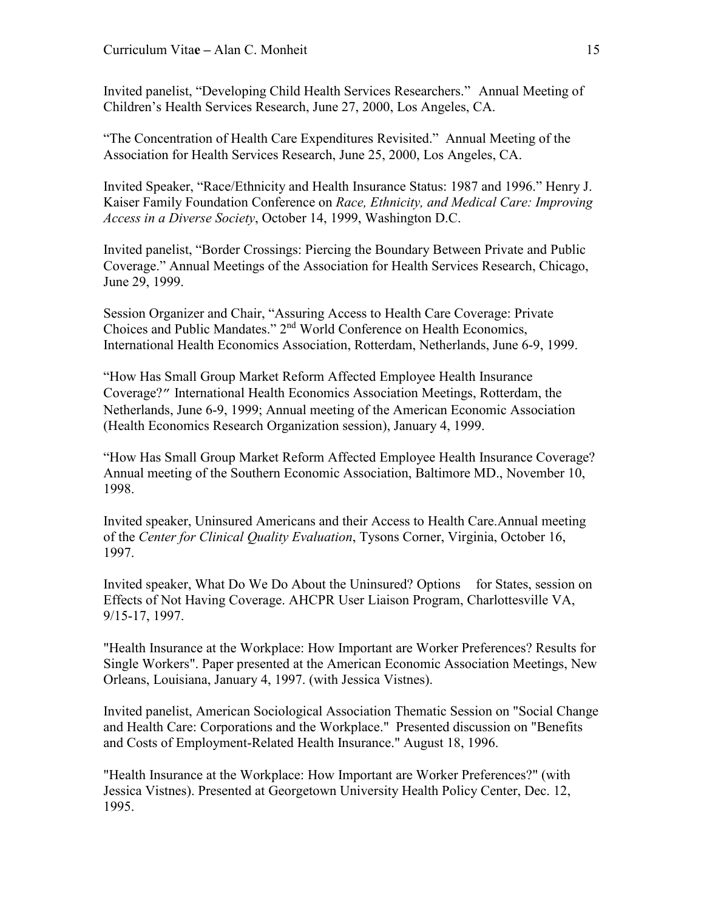Invited panelist, “Developing Child Health Services Researchers.” Annual Meeting of Children’s Health Services Research, June 27, 2000, Los Angeles, CA.

“The Concentration of Health Care Expenditures Revisited.” Annual Meeting of the Association for Health Services Research, June 25, 2000, Los Angeles, CA.

Invited Speaker, “Race/Ethnicity and Health Insurance Status: 1987 and 1996.” Henry J. Kaiser Family Foundation Conference on *Race, Ethnicity, and Medical Care: Improving Access in a Diverse Society*, October 14, 1999, Washington D.C.

Invited panelist, “Border Crossings: Piercing the Boundary Between Private and Public Coverage.” Annual Meetings of the Association for Health Services Research, Chicago, June 29, 1999.

Session Organizer and Chair, “Assuring Access to Health Care Coverage: Private Choices and Public Mandates.” 2nd World Conference on Health Economics, International Health Economics Association, Rotterdam, Netherlands, June 6-9, 1999.

“How Has Small Group Market Reform Affected Employee Health Insurance Coverage?” International Health Economics Association Meetings, Rotterdam, the Netherlands, June 6-9, 1999; Annual meeting of the American Economic Association (Health Economics Research Organization session), January 4, 1999.

“How Has Small Group Market Reform Affected Employee Health Insurance Coverage? Annual meeting of the Southern Economic Association, Baltimore MD., November 10, 1998.

Invited speaker, Uninsured Americans and their Access to Health Care.Annual meeting of the *Center for Clinical Quality Evaluation*, Tysons Corner, Virginia, October 16, 1997.

Invited speaker, What Do We Do About the Uninsured? Options for States, session on Effects of Not Having Coverage. AHCPR User Liaison Program, Charlottesville VA, 9/15-17, 1997.

"Health Insurance at the Workplace: How Important are Worker Preferences? Results for Single Workers". Paper presented at the American Economic Association Meetings, New Orleans, Louisiana, January 4, 1997. (with Jessica Vistnes).

Invited panelist, American Sociological Association Thematic Session on "Social Change and Health Care: Corporations and the Workplace." Presented discussion on "Benefits and Costs of Employment-Related Health Insurance." August 18, 1996.

"Health Insurance at the Workplace: How Important are Worker Preferences?" (with Jessica Vistnes). Presented at Georgetown University Health Policy Center, Dec. 12, 1995.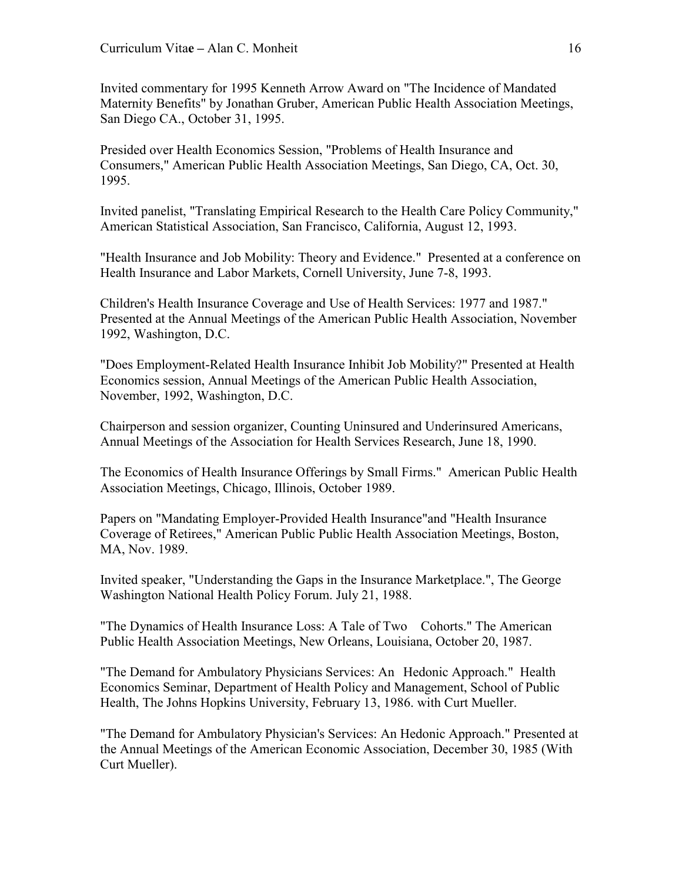Invited commentary for 1995 Kenneth Arrow Award on "The Incidence of Mandated Maternity Benefits" by Jonathan Gruber, American Public Health Association Meetings, San Diego CA., October 31, 1995.

Presided over Health Economics Session, "Problems of Health Insurance and Consumers," American Public Health Association Meetings, San Diego, CA, Oct. 30, 1995.

Invited panelist, "Translating Empirical Research to the Health Care Policy Community," American Statistical Association, San Francisco, California, August 12, 1993.

"Health Insurance and Job Mobility: Theory and Evidence." Presented at a conference on Health Insurance and Labor Markets, Cornell University, June 7-8, 1993.

Children's Health Insurance Coverage and Use of Health Services: 1977 and 1987." Presented at the Annual Meetings of the American Public Health Association, November 1992, Washington, D.C.

"Does Employment-Related Health Insurance Inhibit Job Mobility?" Presented at Health Economics session, Annual Meetings of the American Public Health Association, November, 1992, Washington, D.C.

Chairperson and session organizer, Counting Uninsured and Underinsured Americans, Annual Meetings of the Association for Health Services Research, June 18, 1990.

The Economics of Health Insurance Offerings by Small Firms." American Public Health Association Meetings, Chicago, Illinois, October 1989.

Papers on "Mandating Employer-Provided Health Insurance"and "Health Insurance Coverage of Retirees," American Public Public Health Association Meetings, Boston, MA, Nov. 1989.

Invited speaker, "Understanding the Gaps in the Insurance Marketplace.", The George Washington National Health Policy Forum. July 21, 1988.

"The Dynamics of Health Insurance Loss: A Tale of Two Cohorts." The American Public Health Association Meetings, New Orleans, Louisiana, October 20, 1987.

"The Demand for Ambulatory Physicians Services: An Hedonic Approach." Health Economics Seminar, Department of Health Policy and Management, School of Public Health, The Johns Hopkins University, February 13, 1986. with Curt Mueller.

"The Demand for Ambulatory Physician's Services: An Hedonic Approach." Presented at the Annual Meetings of the American Economic Association, December 30, 1985 (With Curt Mueller).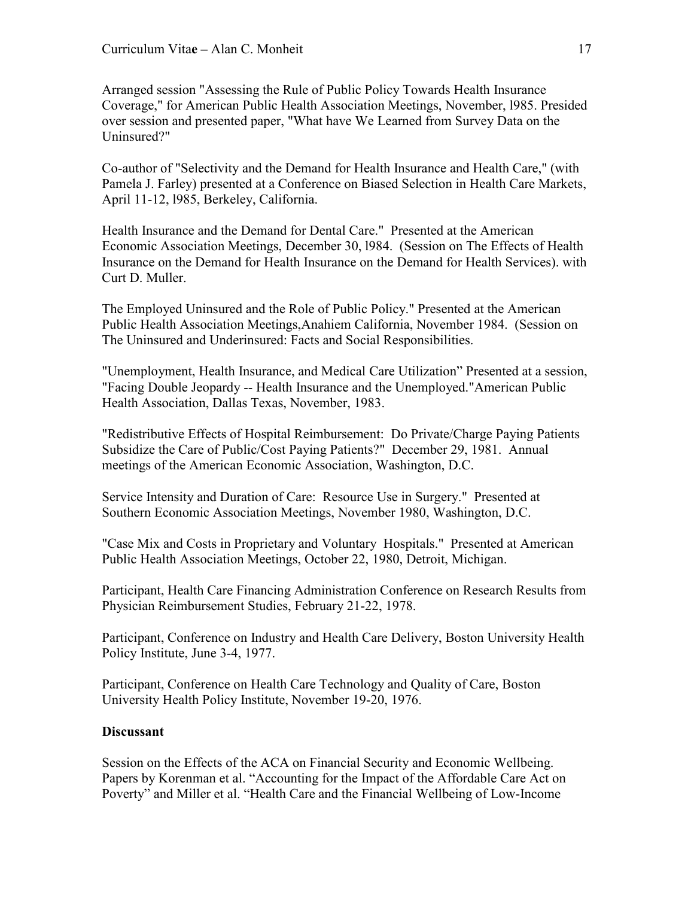Arranged session "Assessing the Rule of Public Policy Towards Health Insurance Coverage," for American Public Health Association Meetings, November, l985. Presided over session and presented paper, "What have We Learned from Survey Data on the Uninsured?"

Co-author of "Selectivity and the Demand for Health Insurance and Health Care," (with Pamela J. Farley) presented at a Conference on Biased Selection in Health Care Markets, April 11-12, l985, Berkeley, California.

Health Insurance and the Demand for Dental Care." Presented at the American Economic Association Meetings, December 30, l984. (Session on The Effects of Health Insurance on the Demand for Health Insurance on the Demand for Health Services). with Curt D. Muller.

The Employed Uninsured and the Role of Public Policy." Presented at the American Public Health Association Meetings,Anahiem California, November 1984. (Session on The Uninsured and Underinsured: Facts and Social Responsibilities.

"Unemployment, Health Insurance, and Medical Care Utilization" Presented at a session, "Facing Double Jeopardy -- Health Insurance and the Unemployed."American Public Health Association, Dallas Texas, November, 1983.

"Redistributive Effects of Hospital Reimbursement: Do Private/Charge Paying Patients Subsidize the Care of Public/Cost Paying Patients?" December 29, 1981. Annual meetings of the American Economic Association, Washington, D.C.

Service Intensity and Duration of Care: Resource Use in Surgery." Presented at Southern Economic Association Meetings, November 1980, Washington, D.C.

"Case Mix and Costs in Proprietary and Voluntary Hospitals." Presented at American Public Health Association Meetings, October 22, 1980, Detroit, Michigan.

Participant, Health Care Financing Administration Conference on Research Results from Physician Reimbursement Studies, February 21-22, 1978.

Participant, Conference on Industry and Health Care Delivery, Boston University Health Policy Institute, June 3-4, 1977.

Participant, Conference on Health Care Technology and Quality of Care, Boston University Health Policy Institute, November 19-20, 1976.

**Discussant**

Session on the Effects of the ACA on Financial Security and Economic Wellbeing. Papers by Korenman et al. "Accounting for the Impact of the Affordable Care Act on Poverty" and Miller et al. "Health Care and the Financial Wellbeing of Low-Income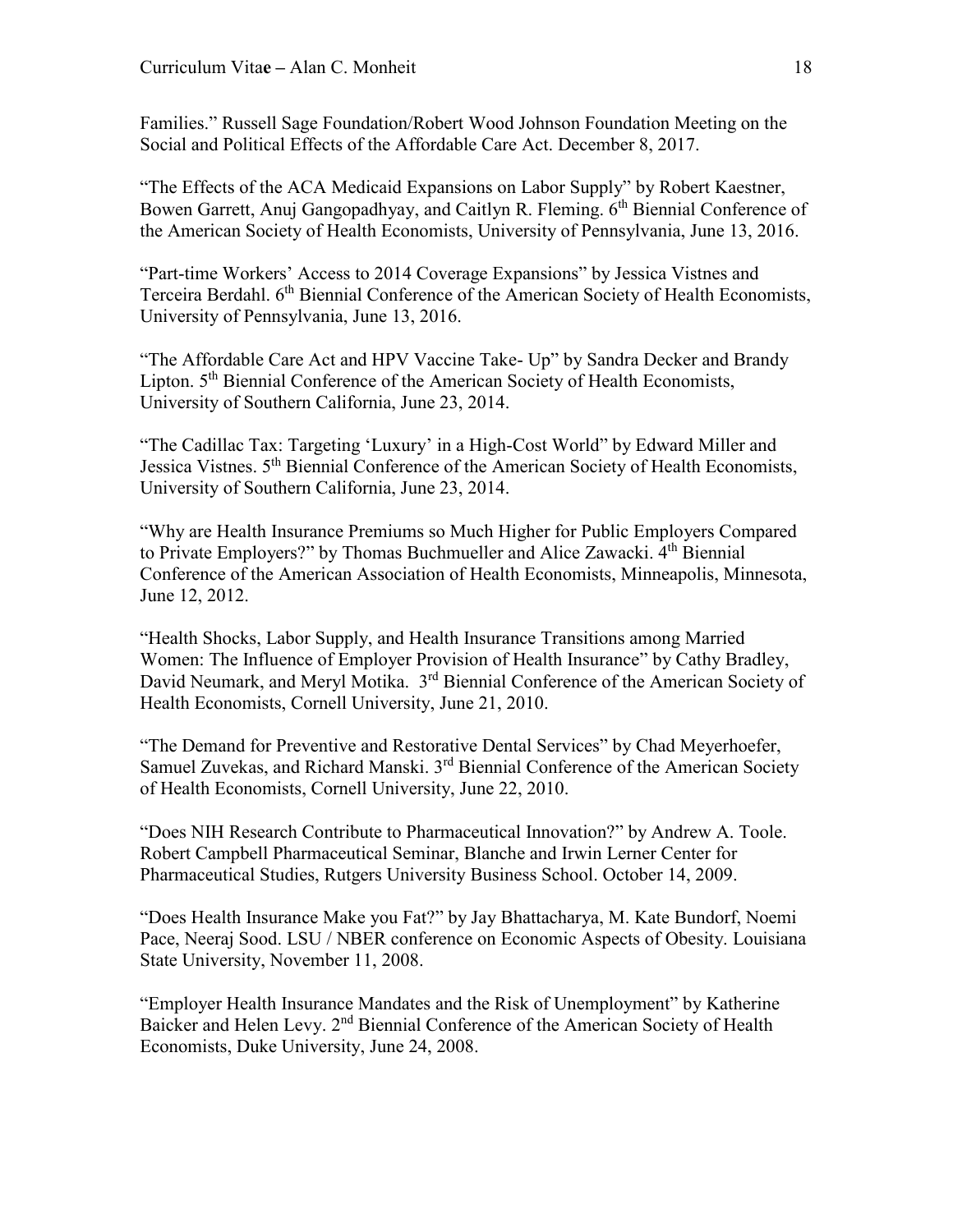Families." Russell Sage Foundation/Robert Wood Johnson Foundation Meeting on the Social and Political Effects of the Affordable Care Act. December 8, 2017.

"The Effects of the ACA Medicaid Expansions on Labor Supply" by Robert Kaestner, Bowen Garrett, Anuj Gangopadhyay, and Caitlyn R. Fleming. 6th Biennial Conference of the American Society of Health Economists, University of Pennsylvania, June 13, 2016.

"Part-time Workers' Access to 2014 Coverage Expansions" by Jessica Vistnes and Terceira Berdahl. 6th Biennial Conference of the American Society of Health Economists, University of Pennsylvania, June 13, 2016.

"The Affordable Care Act and HPV Vaccine Take- Up" by Sandra Decker and Brandy Lipton. 5th Biennial Conference of the American Society of Health Economists, University of Southern California, June 23, 2014.

"The Cadillac Tax: Targeting 'Luxury' in a High-Cost World" by Edward Miller and Jessica Vistnes. 5th Biennial Conference of the American Society of Health Economists, University of Southern California, June 23, 2014.

"Why are Health Insurance Premiums so Much Higher for Public Employers Compared to Private Employers?" by Thomas Buchmueller and Alice Zawacki. 4th Biennial Conference of the American Association of Health Economists, Minneapolis, Minnesota, June 12, 2012.

"Health Shocks, Labor Supply, and Health Insurance Transitions among Married Women: The Influence of Employer Provision of Health Insurance" by Cathy Bradley, David Neumark, and Meryl Motika. 3rd Biennial Conference of the American Society of Health Economists, Cornell University, June 21, 2010.

"The Demand for Preventive and Restorative Dental Services" by Chad Meyerhoefer, Samuel Zuvekas, and Richard Manski. 3rd Biennial Conference of the American Society of Health Economists, Cornell University, June 22, 2010.

"Does NIH Research Contribute to Pharmaceutical Innovation?" by Andrew A. Toole. Robert Campbell Pharmaceutical Seminar, Blanche and Irwin Lerner Center for Pharmaceutical Studies, Rutgers University Business School. October 14, 2009.

"Does Health Insurance Make you Fat?" by Jay Bhattacharya, M. Kate Bundorf, Noemi Pace, Neeraj Sood. LSU / NBER conference on Economic Aspects of Obesity. Louisiana State University, November 11, 2008.

"Employer Health Insurance Mandates and the Risk of Unemployment" by Katherine Baicker and Helen Levy. 2nd Biennial Conference of the American Society of Health Economists, Duke University, June 24, 2008.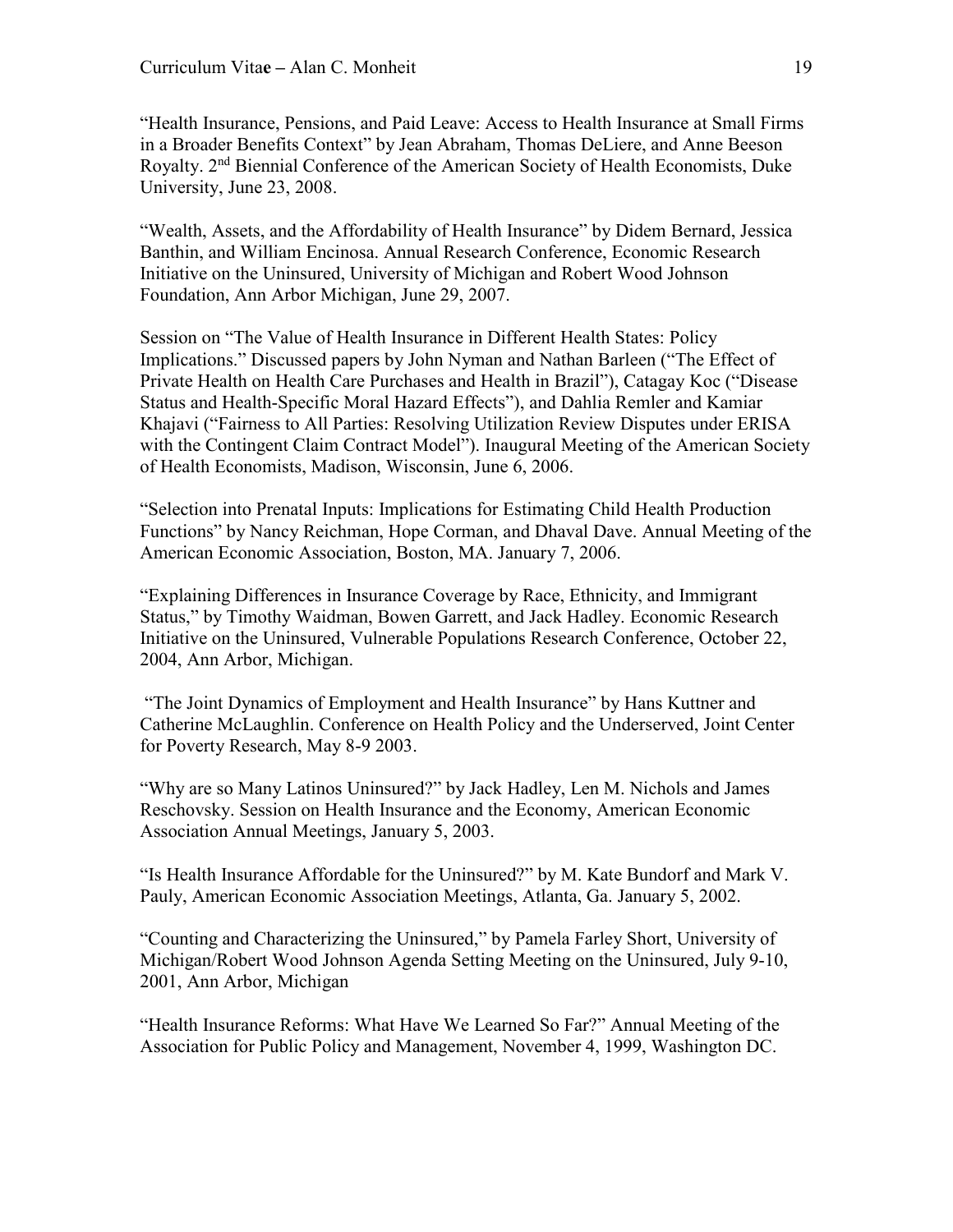"Health Insurance, Pensions, and Paid Leave: Access to Health Insurance at Small Firms in a Broader Benefits Context" by Jean Abraham, Thomas DeLiere, and Anne Beeson Royalty. 2nd Biennial Conference of the American Society of Health Economists, Duke University, June 23, 2008.

"Wealth, Assets, and the Affordability of Health Insurance" by Didem Bernard, Jessica Banthin, and William Encinosa. Annual Research Conference, Economic Research Initiative on the Uninsured, University of Michigan and Robert Wood Johnson Foundation, Ann Arbor Michigan, June 29, 2007.

Session on "The Value of Health Insurance in Different Health States: Policy Implications." Discussed papers by John Nyman and Nathan Barleen ("The Effect of Private Health on Health Care Purchases and Health in Brazil"), Catagay Koc ("Disease Status and Health-Specific Moral Hazard Effects"), and Dahlia Remler and Kamiar Khajavi ("Fairness to All Parties: Resolving Utilization Review Disputes under ERISA with the Contingent Claim Contract Model"). Inaugural Meeting of the American Society of Health Economists, Madison, Wisconsin, June 6, 2006.

"Selection into Prenatal Inputs: Implications for Estimating Child Health Production Functions" by Nancy Reichman, Hope Corman, and Dhaval Dave. Annual Meeting of the American Economic Association, Boston, MA. January 7, 2006.

"Explaining Differences in Insurance Coverage by Race, Ethnicity, and Immigrant Status," by Timothy Waidman, Bowen Garrett, and Jack Hadley. Economic Research Initiative on the Uninsured, Vulnerable Populations Research Conference, October 22, 2004, Ann Arbor, Michigan.

"The Joint Dynamics of Employment and Health Insurance" by Hans Kuttner and Catherine McLaughlin. Conference on Health Policy and the Underserved, Joint Center for Poverty Research, May 8-9 2003.

"Why are so Many Latinos Uninsured?" by Jack Hadley, Len M. Nichols and James Reschovsky. Session on Health Insurance and the Economy, American Economic Association Annual Meetings, January 5, 2003.

"Is Health Insurance Affordable for the Uninsured?" by M. Kate Bundorf and Mark V. Pauly, American Economic Association Meetings, Atlanta, Ga. January 5, 2002.

"Counting and Characterizing the Uninsured," by Pamela Farley Short, University of Michigan/Robert Wood Johnson Agenda Setting Meeting on the Uninsured, July 9-10, 2001, Ann Arbor, Michigan

"Health Insurance Reforms: What Have We Learned So Far?" Annual Meeting of the Association for Public Policy and Management, November 4, 1999, Washington DC.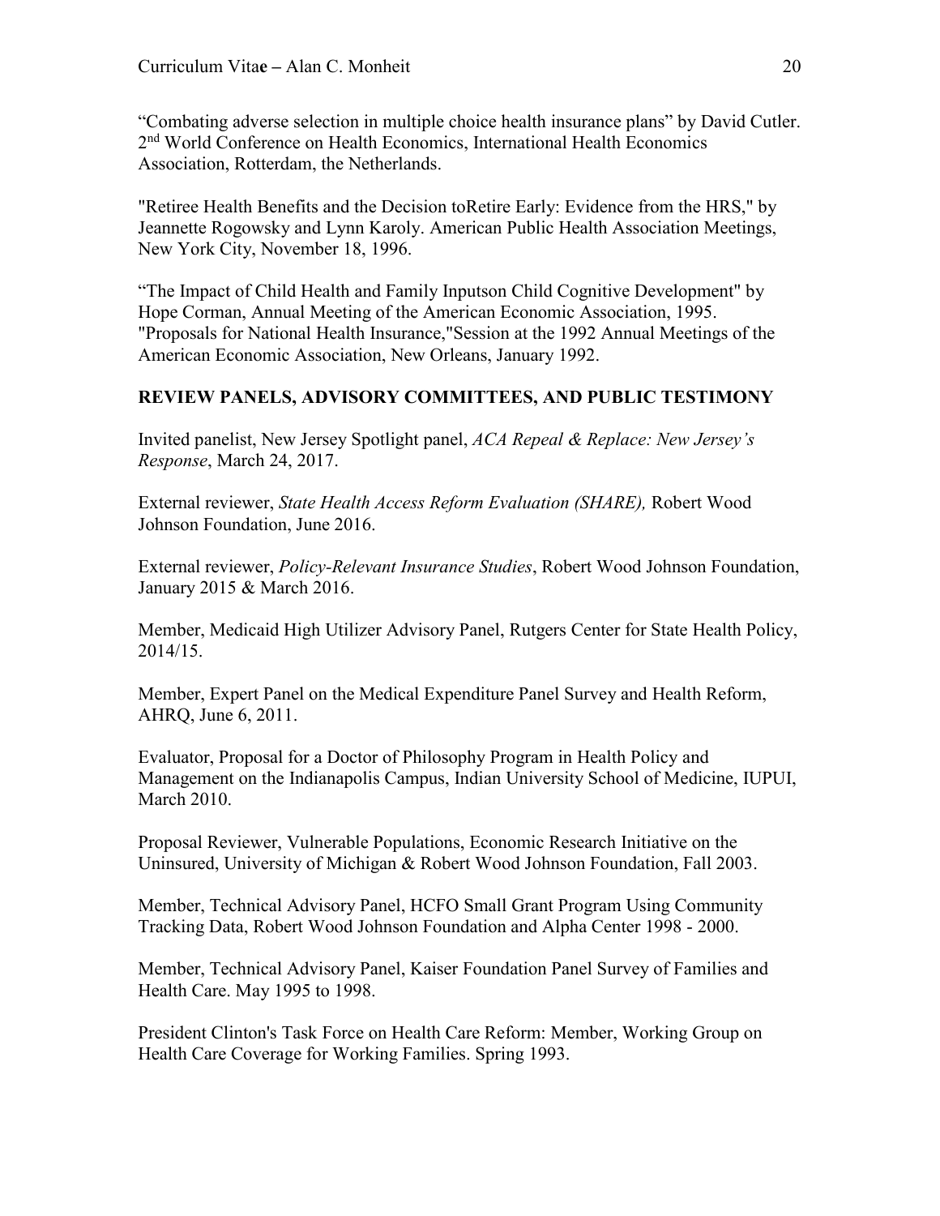"Combating adverse selection in multiple choice health insurance plans" by David Cutler. 2[nd] World Conference on Health Economics, International Health Economics Association, Rotterdam, the Netherlands.

"Retiree Health Benefits and the Decision toRetire Early: Evidence from the HRS," by Jeannette Rogowsky and Lynn Karoly. American Public Health Association Meetings, New York City, November 18, 1996.

"The Impact of Child Health and Family Inputson Child Cognitive Development" by Hope Corman, Annual Meeting of the American Economic Association, 1995. "Proposals for National Health Insurance,"Session at the 1992 Annual Meetings of the American Economic Association, New Orleans, January 1992.

## REVIEW PANELS, ADVISORY COMMITTEES, AND PUBLIC TESTIMONY

Invited panelist, New Jersey Spotlight panel, *ACA Repeal & Replace: New Jersey's Response*, March 24, 2017.

External reviewer, *State Health Access Reform Evaluation (SHARE),* Robert Wood Johnson Foundation, June 2016.

External reviewer, *Policy-Relevant Insurance Studies*, Robert Wood Johnson Foundation, January 2015 & March 2016.

Member, Medicaid High Utilizer Advisory Panel, Rutgers Center for State Health Policy, 2014/15.

Member, Expert Panel on the Medical Expenditure Panel Survey and Health Reform, AHRQ, June 6, 2011.

Evaluator, Proposal for a Doctor of Philosophy Program in Health Policy and Management on the Indianapolis Campus, Indian University School of Medicine, IUPUI, March 2010.

Proposal Reviewer, Vulnerable Populations, Economic Research Initiative on the Uninsured, University of Michigan & Robert Wood Johnson Foundation, Fall 2003.

Member, Technical Advisory Panel, HCFO Small Grant Program Using Community Tracking Data, Robert Wood Johnson Foundation and Alpha Center 1998 - 2000.

Member, Technical Advisory Panel, Kaiser Foundation Panel Survey of Families and Health Care. May 1995 to 1998.

President Clinton's Task Force on Health Care Reform: Member, Working Group on Health Care Coverage for Working Families. Spring 1993.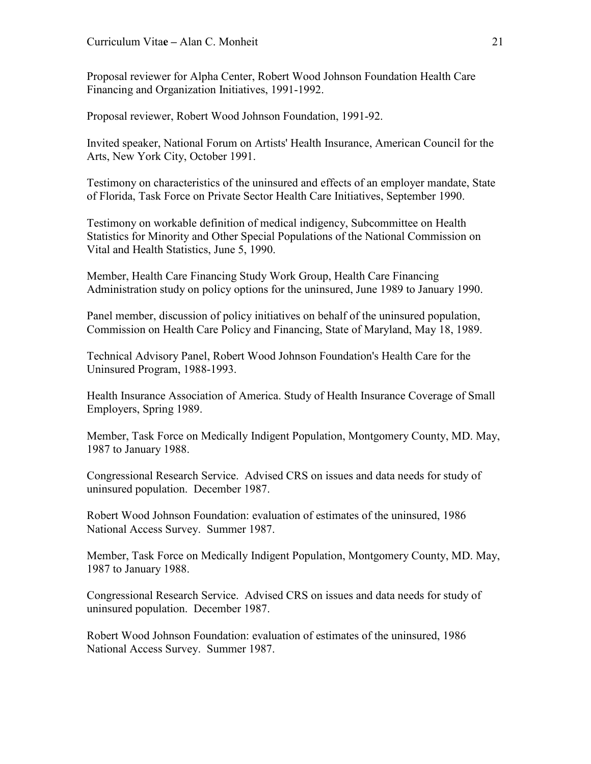Proposal reviewer for Alpha Center, Robert Wood Johnson Foundation Health Care Financing and Organization Initiatives, 1991-1992.

Proposal reviewer, Robert Wood Johnson Foundation, 1991-92.

Invited speaker, National Forum on Artists' Health Insurance, American Council for the Arts, New York City, October 1991.

Testimony on characteristics of the uninsured and effects of an employer mandate, State of Florida, Task Force on Private Sector Health Care Initiatives, September 1990.

Testimony on workable definition of medical indigency, Subcommittee on Health Statistics for Minority and Other Special Populations of the National Commission on Vital and Health Statistics, June 5, 1990.

Member, Health Care Financing Study Work Group, Health Care Financing Administration study on policy options for the uninsured, June 1989 to January 1990.

Panel member, discussion of policy initiatives on behalf of the uninsured population, Commission on Health Care Policy and Financing, State of Maryland, May 18, 1989.

Technical Advisory Panel, Robert Wood Johnson Foundation's Health Care for the Uninsured Program, 1988-1993.

Health Insurance Association of America. Study of Health Insurance Coverage of Small Employers, Spring 1989.

Member, Task Force on Medically Indigent Population, Montgomery County, MD. May, 1987 to January 1988.

Congressional Research Service. Advised CRS on issues and data needs for study of uninsured population. December 1987.

Robert Wood Johnson Foundation: evaluation of estimates of the uninsured, 1986 National Access Survey. Summer 1987.

Member, Task Force on Medically Indigent Population, Montgomery County, MD. May, 1987 to January 1988.

Congressional Research Service. Advised CRS on issues and data needs for study of uninsured population. December 1987.

Robert Wood Johnson Foundation: evaluation of estimates of the uninsured, 1986 National Access Survey. Summer 1987.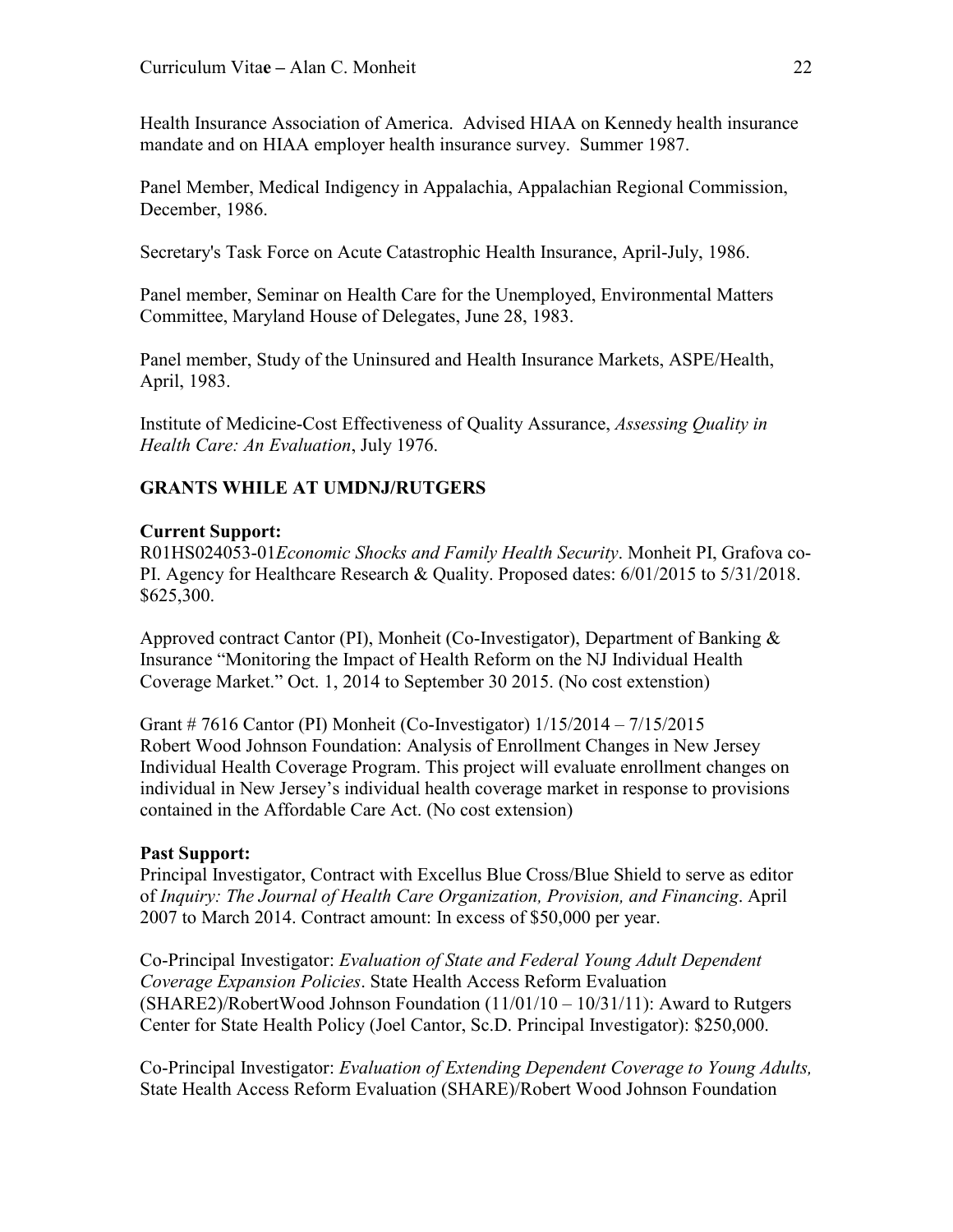Health Insurance Association of America. Advised HIAA on Kennedy health insurance mandate and on HIAA employer health insurance survey. Summer 1987.

Panel Member, Medical Indigency in Appalachia, Appalachian Regional Commission, December, 1986.

Secretary's Task Force on Acute Catastrophic Health Insurance, April-July, 1986.

Panel member, Seminar on Health Care for the Unemployed, Environmental Matters Committee, Maryland House of Delegates, June 28, 1983.

Panel member, Study of the Uninsured and Health Insurance Markets, ASPE/Health, April, 1983.

Institute of Medicine-Cost Effectiveness of Quality Assurance, *Assessing Quality in Health Care: An Evaluation*, July 1976.

## GRANTS WHILE AT UMDNJ/RUTGERS

### Current Support:

R01HS024053-01*Economic Shocks and Family Health Security*. Monheit PI, Grafova co-PI. Agency for Healthcare Research & Quality. Proposed dates: 6/01/2015 to 5/31/2018. $625,300.

Approved contract Cantor (PI), Monheit (Co-Investigator), Department of Banking & Insurance "Monitoring the Impact of Health Reform on the NJ Individual Health Coverage Market." Oct. 1, 2014 to September 30 2015. (No cost extenstion)

Grant # 7616 Cantor (PI) Monheit (Co-Investigator) 1/15/2014 – 7/15/2015 Robert Wood Johnson Foundation: Analysis of Enrollment Changes in New Jersey Individual Health Coverage Program. This project will evaluate enrollment changes on individual in New Jersey's individual health coverage market in response to provisions contained in the Affordable Care Act. (No cost extension)

### Past Support:

Principal Investigator, Contract with Excellus Blue Cross/Blue Shield to serve as editor of *Inquiry: The Journal of Health Care Organization, Provision, and Financing*. April 2007 to March 2014. Contract amount: In excess of $50,000 per year.

Co-Principal Investigator: *Evaluation of State and Federal Young Adult Dependent Coverage Expansion Policies*. State Health Access Reform Evaluation (SHARE2)/RobertWood Johnson Foundation (11/01/10 – 10/31/11): Award to Rutgers Center for State Health Policy (Joel Cantor, Sc.D. Principal Investigator): $250,000.

Co-Principal Investigator: *Evaluation of Extending Dependent Coverage to Young Adults,* State Health Access Reform Evaluation (SHARE)/Robert Wood Johnson Foundation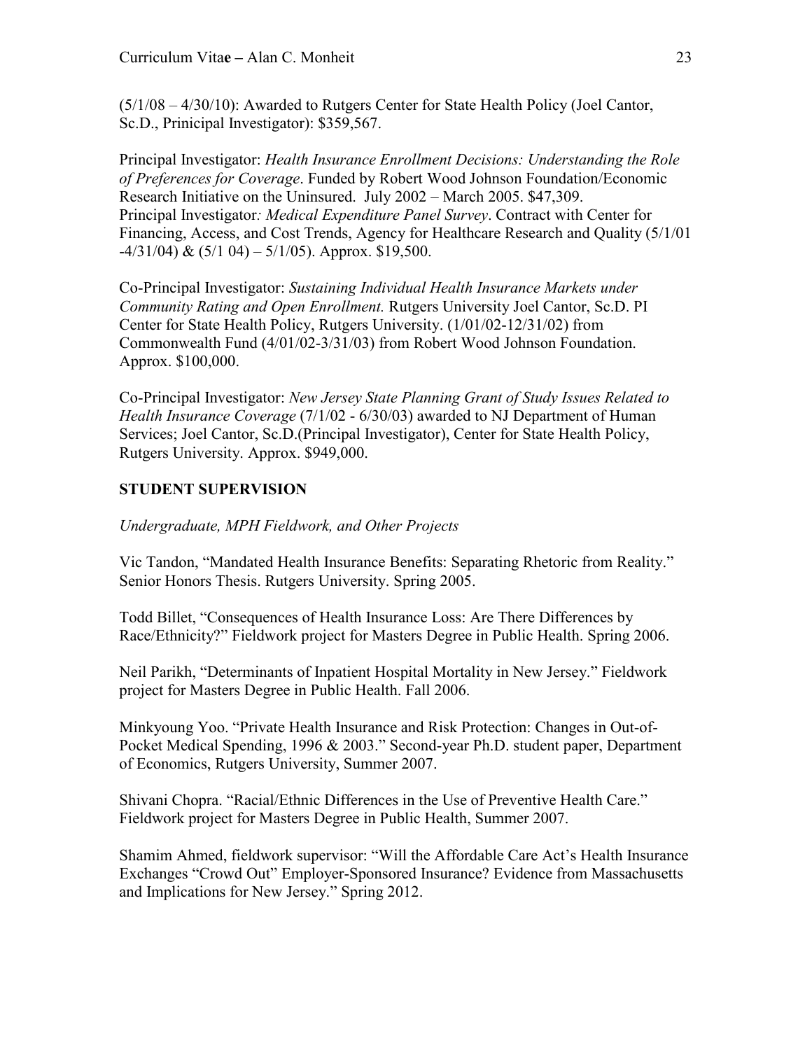(5/1/08 – 4/30/10): Awarded to Rutgers Center for State Health Policy (Joel Cantor, Sc.D., Prinicipal Investigator): $359,567.

Principal Investigator: *Health Insurance Enrollment Decisions: Understanding the Role of Preferences for Coverage*. Funded by Robert Wood Johnson Foundation/Economic Research Initiative on the Uninsured. July 2002 – March 2005. $47,309.
Principal Investigator*: Medical Expenditure Panel Survey*. Contract with Center for Financing, Access, and Cost Trends, Agency for Healthcare Research and Quality (5/1/01 -4/31/04) & (5/1 04) – 5/1/05). Approx. $19,500.

Co-Principal Investigator: *Sustaining Individual Health Insurance Markets under Community Rating and Open Enrollment.* Rutgers University Joel Cantor, Sc.D. PI Center for State Health Policy, Rutgers University. (1/01/02-12/31/02) from Commonwealth Fund (4/01/02-3/31/03) from Robert Wood Johnson Foundation. Approx. $100,000.

Co-Principal Investigator: *New Jersey State Planning Grant of Study Issues Related to Health Insurance Coverage* (7/1/02 - 6/30/03) awarded to NJ Department of Human Services; Joel Cantor, Sc.D.(Principal Investigator), Center for State Health Policy, Rutgers University. Approx. $949,000.

## STUDENT SUPERVISION

*Undergraduate, MPH Fieldwork, and Other Projects*

Vic Tandon, "Mandated Health Insurance Benefits: Separating Rhetoric from Reality." Senior Honors Thesis. Rutgers University. Spring 2005.

Todd Billet, "Consequences of Health Insurance Loss: Are There Differences by Race/Ethnicity?" Fieldwork project for Masters Degree in Public Health. Spring 2006.

Neil Parikh, "Determinants of Inpatient Hospital Mortality in New Jersey." Fieldwork project for Masters Degree in Public Health. Fall 2006.

Minkyoung Yoo. "Private Health Insurance and Risk Protection: Changes in Out-of-Pocket Medical Spending, 1996 & 2003." Second-year Ph.D. student paper, Department of Economics, Rutgers University, Summer 2007.

Shivani Chopra. "Racial/Ethnic Differences in the Use of Preventive Health Care." Fieldwork project for Masters Degree in Public Health, Summer 2007.

Shamim Ahmed, fieldwork supervisor: "Will the Affordable Care Act's Health Insurance Exchanges "Crowd Out" Employer-Sponsored Insurance? Evidence from Massachusetts and Implications for New Jersey." Spring 2012.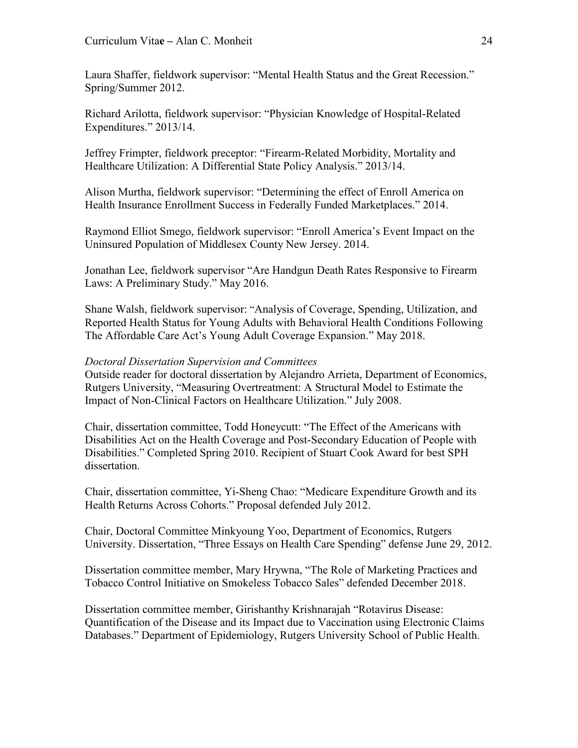Laura Shaffer, fieldwork supervisor: "Mental Health Status and the Great Recession." Spring/Summer 2012.

Richard Arilotta, fieldwork supervisor: "Physician Knowledge of Hospital-Related Expenditures." 2013/14.

Jeffrey Frimpter, fieldwork preceptor: "Firearm-Related Morbidity, Mortality and Healthcare Utilization: A Differential State Policy Analysis." 2013/14.

Alison Murtha, fieldwork supervisor: "Determining the effect of Enroll America on Health Insurance Enrollment Success in Federally Funded Marketplaces." 2014.

Raymond Elliot Smego, fieldwork supervisor: "Enroll America's Event Impact on the Uninsured Population of Middlesex County New Jersey. 2014.

Jonathan Lee, fieldwork supervisor "Are Handgun Death Rates Responsive to Firearm Laws: A Preliminary Study." May 2016.

Shane Walsh, fieldwork supervisor: "Analysis of Coverage, Spending, Utilization, and Reported Health Status for Young Adults with Behavioral Health Conditions Following The Affordable Care Act's Young Adult Coverage Expansion." May 2018.

*Doctoral Dissertation Supervision and Committees*

Outside reader for doctoral dissertation by Alejandro Arrieta, Department of Economics, Rutgers University, "Measuring Overtreatment: A Structural Model to Estimate the Impact of Non-Clinical Factors on Healthcare Utilization." July 2008.

Chair, dissertation committee, Todd Honeycutt: "The Effect of the Americans with Disabilities Act on the Health Coverage and Post-Secondary Education of People with Disabilities." Completed Spring 2010. Recipient of Stuart Cook Award for best SPH dissertation.

Chair, dissertation committee, Yi-Sheng Chao: "Medicare Expenditure Growth and its Health Returns Across Cohorts." Proposal defended July 2012.

Chair, Doctoral Committee Minkyoung Yoo, Department of Economics, Rutgers University. Dissertation, "Three Essays on Health Care Spending" defense June 29, 2012.

Dissertation committee member, Mary Hrywna, "The Role of Marketing Practices and Tobacco Control Initiative on Smokeless Tobacco Sales" defended December 2018.

Dissertation committee member, Girishanthy Krishnarajah "Rotavirus Disease: Quantification of the Disease and its Impact due to Vaccination using Electronic Claims Databases." Department of Epidemiology, Rutgers University School of Public Health.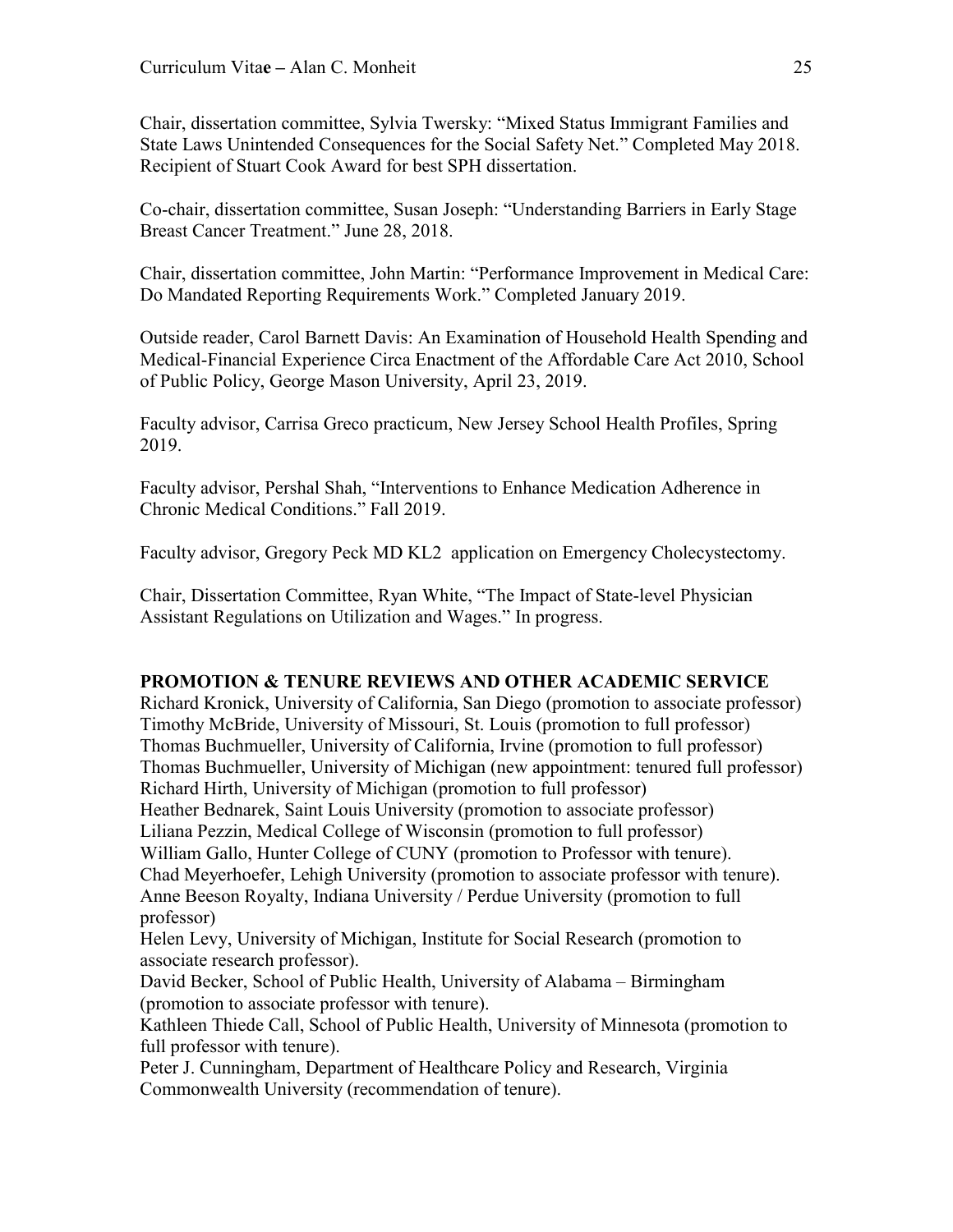Chair, dissertation committee, Sylvia Twersky: "Mixed Status Immigrant Families and State Laws Unintended Consequences for the Social Safety Net." Completed May 2018. Recipient of Stuart Cook Award for best SPH dissertation.

Co-chair, dissertation committee, Susan Joseph: "Understanding Barriers in Early Stage Breast Cancer Treatment." June 28, 2018.

Chair, dissertation committee, John Martin: "Performance Improvement in Medical Care: Do Mandated Reporting Requirements Work." Completed January 2019.

Outside reader, Carol Barnett Davis: An Examination of Household Health Spending and Medical-Financial Experience Circa Enactment of the Affordable Care Act 2010, School of Public Policy, George Mason University, April 23, 2019.

Faculty advisor, Carrisa Greco practicum, New Jersey School Health Profiles, Spring 2019.

Faculty advisor, Pershal Shah, "Interventions to Enhance Medication Adherence in Chronic Medical Conditions." Fall 2019.

Faculty advisor, Gregory Peck MD KL2 application on Emergency Cholecystectomy.

Chair, Dissertation Committee, Ryan White, "The Impact of State-level Physician Assistant Regulations on Utilization and Wages." In progress.

**PROMOTION & TENURE REVIEWS AND OTHER ACADEMIC SERVICE**

Richard Kronick, University of California, San Diego (promotion to associate professor)
Timothy McBride, University of Missouri, St. Louis (promotion to full professor)
Thomas Buchmueller, University of California, Irvine (promotion to full professor)
Thomas Buchmueller, University of Michigan (new appointment: tenured full professor)
Richard Hirth, University of Michigan (promotion to full professor)
Heather Bednarek, Saint Louis University (promotion to associate professor)
Liliana Pezzin, Medical College of Wisconsin (promotion to full professor)
William Gallo, Hunter College of CUNY (promotion to Professor with tenure).
Chad Meyerhoefer, Lehigh University (promotion to associate professor with tenure).
Anne Beeson Royalty, Indiana University / Perdue University (promotion to full professor)
Helen Levy, University of Michigan, Institute for Social Research (promotion to associate research professor).
David Becker, School of Public Health, University of Alabama – Birmingham (promotion to associate professor with tenure).
Kathleen Thiede Call, School of Public Health, University of Minnesota (promotion to full professor with tenure).
Peter J. Cunningham, Department of Healthcare Policy and Research, Virginia Commonwealth University (recommendation of tenure).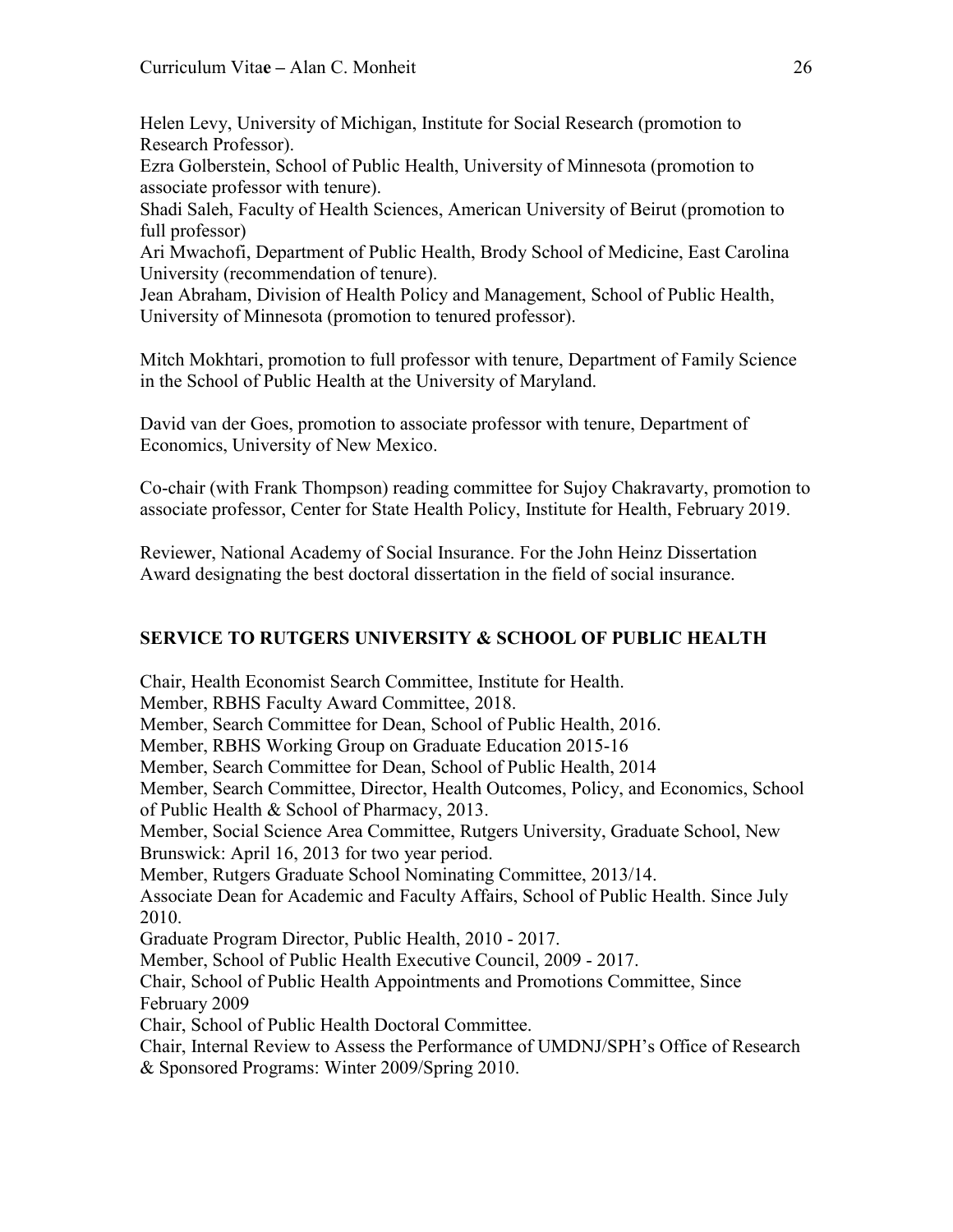Helen Levy, University of Michigan, Institute for Social Research (promotion to Research Professor).
Ezra Golberstein, School of Public Health, University of Minnesota (promotion to associate professor with tenure).
Shadi Saleh, Faculty of Health Sciences, American University of Beirut (promotion to full professor)
Ari Mwachofi, Department of Public Health, Brody School of Medicine, East Carolina University (recommendation of tenure).
Jean Abraham, Division of Health Policy and Management, School of Public Health, University of Minnesota (promotion to tenured professor).

Mitch Mokhtari, promotion to full professor with tenure, Department of Family Science in the School of Public Health at the University of Maryland.

David van der Goes, promotion to associate professor with tenure, Department of Economics, University of New Mexico.

Co-chair (with Frank Thompson) reading committee for Sujoy Chakravarty, promotion to associate professor, Center for State Health Policy, Institute for Health, February 2019.

Reviewer, National Academy of Social Insurance. For the John Heinz Dissertation Award designating the best doctoral dissertation in the field of social insurance.

## SERVICE TO RUTGERS UNIVERSITY & SCHOOL OF PUBLIC HEALTH

Chair, Health Economist Search Committee, Institute for Health.
Member, RBHS Faculty Award Committee, 2018.
Member, Search Committee for Dean, School of Public Health, 2016.
Member, RBHS Working Group on Graduate Education 2015-16
Member, Search Committee for Dean, School of Public Health, 2014
Member, Search Committee, Director, Health Outcomes, Policy, and Economics, School of Public Health & School of Pharmacy, 2013.
Member, Social Science Area Committee, Rutgers University, Graduate School, New Brunswick: April 16, 2013 for two year period.
Member, Rutgers Graduate School Nominating Committee, 2013/14.
Associate Dean for Academic and Faculty Affairs, School of Public Health. Since July 2010.
Graduate Program Director, Public Health, 2010 - 2017.
Member, School of Public Health Executive Council, 2009 - 2017.
Chair, School of Public Health Appointments and Promotions Committee, Since February 2009
Chair, School of Public Health Doctoral Committee.
Chair, Internal Review to Assess the Performance of UMDNJ/SPH's Office of Research & Sponsored Programs: Winter 2009/Spring 2010.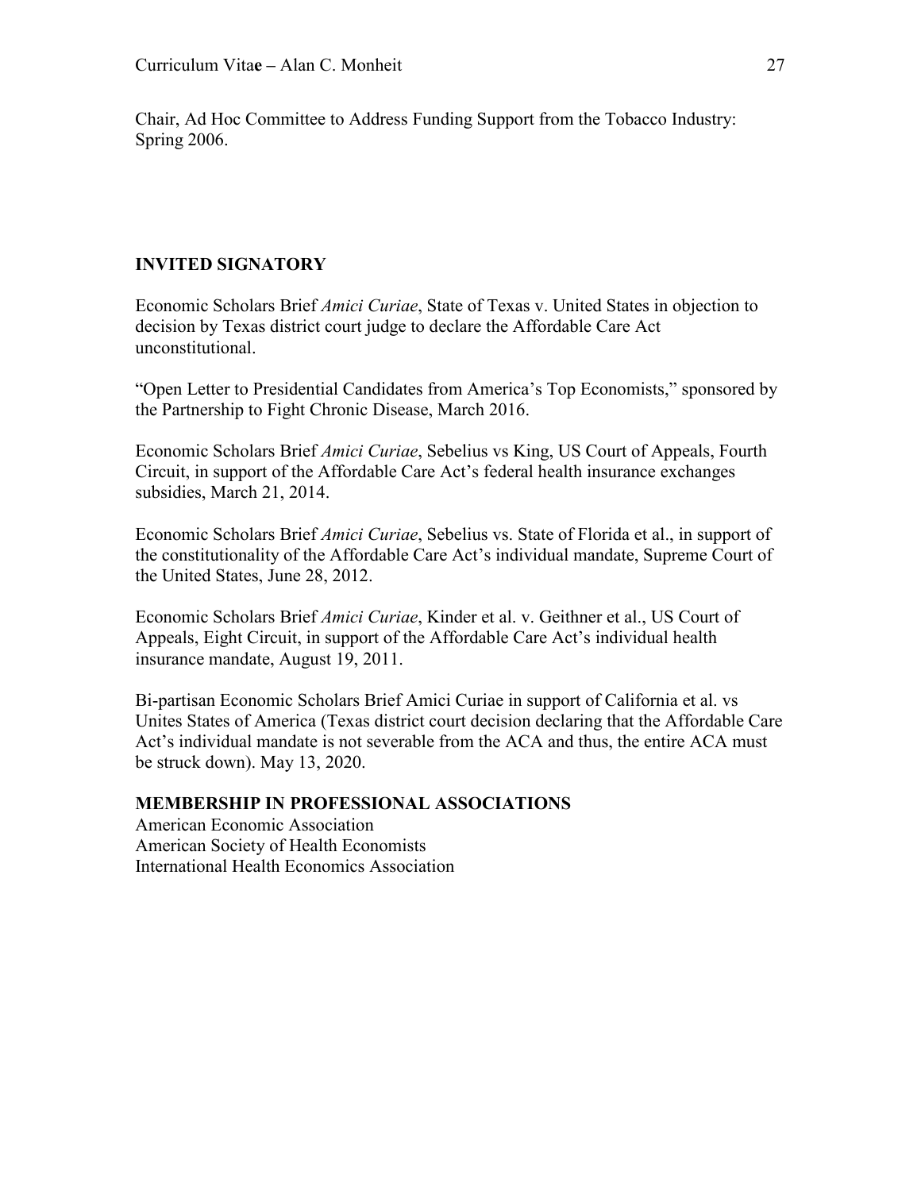Chair, Ad Hoc Committee to Address Funding Support from the Tobacco Industry: Spring 2006.

## INVITED SIGNATORY

Economic Scholars Brief *Amici Curiae*, State of Texas v. United States in objection to decision by Texas district court judge to declare the Affordable Care Act unconstitutional.

"Open Letter to Presidential Candidates from America's Top Economists," sponsored by the Partnership to Fight Chronic Disease, March 2016.

Economic Scholars Brief *Amici Curiae*, Sebelius vs King, US Court of Appeals, Fourth Circuit, in support of the Affordable Care Act's federal health insurance exchanges subsidies, March 21, 2014.

Economic Scholars Brief *Amici Curiae*, Sebelius vs. State of Florida et al., in support of the constitutionality of the Affordable Care Act's individual mandate, Supreme Court of the United States, June 28, 2012.

Economic Scholars Brief *Amici Curiae*, Kinder et al. v. Geithner et al., US Court of Appeals, Eight Circuit, in support of the Affordable Care Act's individual health insurance mandate, August 19, 2011.

Bi-partisan Economic Scholars Brief Amici Curiae in support of California et al. vs Unites States of America (Texas district court decision declaring that the Affordable Care Act's individual mandate is not severable from the ACA and thus, the entire ACA must be struck down). May 13, 2020.

## MEMBERSHIP IN PROFESSIONAL ASSOCIATIONS

American Economic Association
American Society of Health Economists
International Health Economics Association